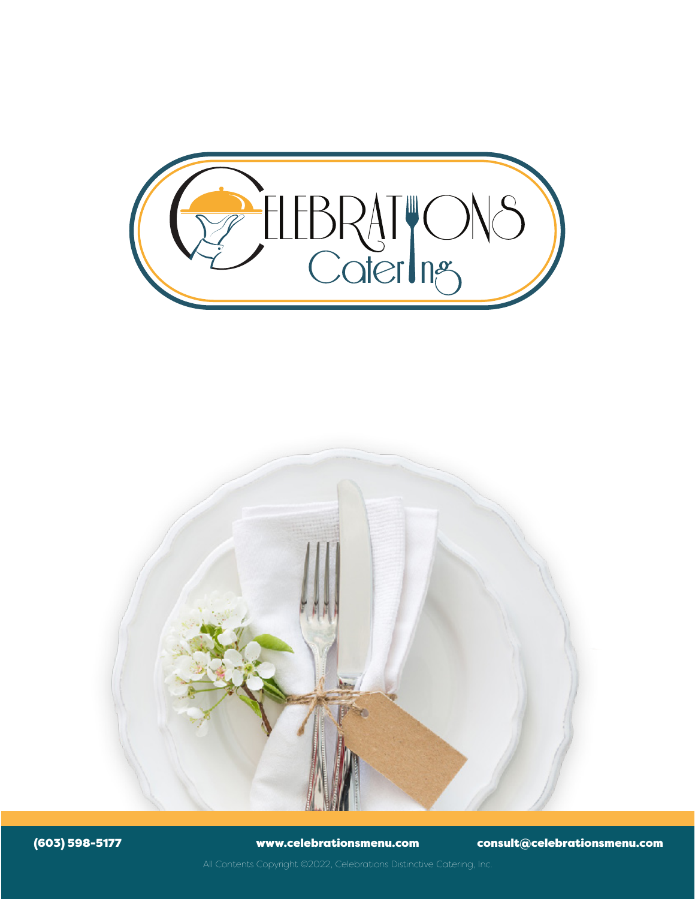# CELEBRATIONS Catering

(603) 598-5177 www.celebrationsmenu.com consult@celebrationsmenu.com

All Contents Copyright ©2022, Celebrations Distinctive Catering, Inc.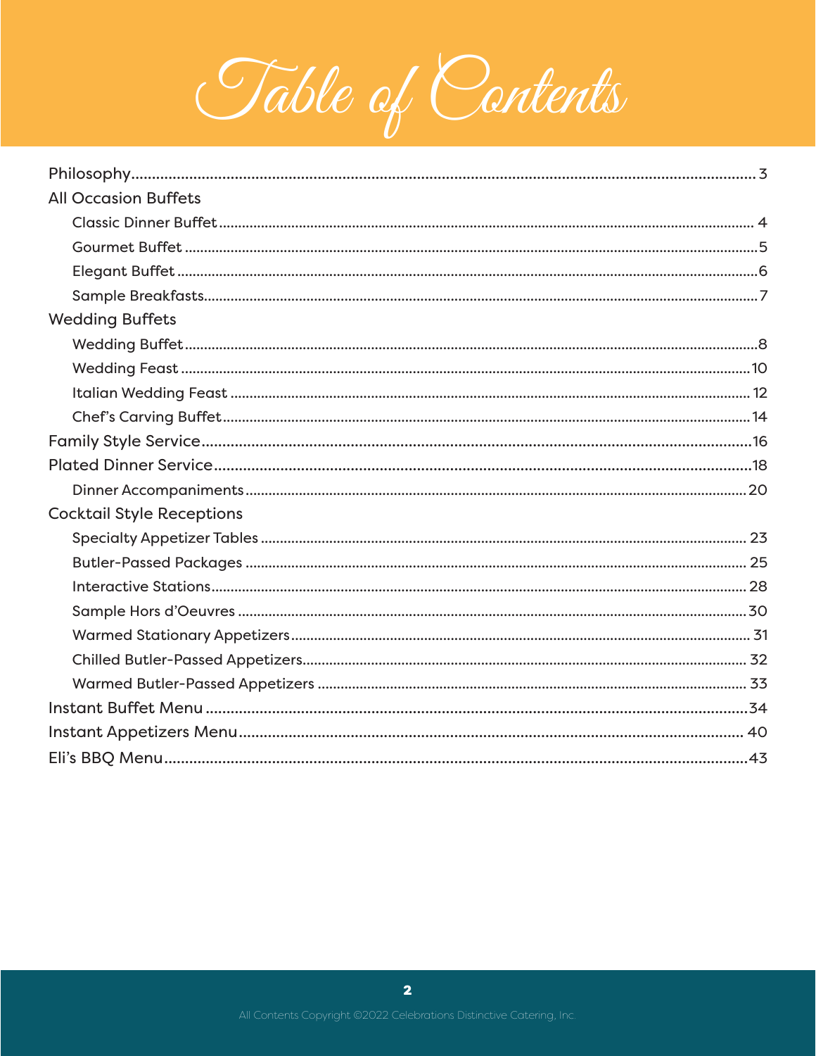# Table of Contents

- Philosophy ..... 3
- All Occasion Buffets
  - Classic Dinner Buffet ..... 4
  - Gourmet Buffet ..... 5
  - Elegant Buffet ..... 6
  - Sample Breakfasts ..... 7
- Wedding Buffets
  - Wedding Buffet ..... 8
  - Wedding Feast ..... 10
  - Italian Wedding Feast ..... 12
  - Chef's Carving Buffet ..... 14
- Family Style Service ..... 16
- Plated Dinner Service ..... 18
  - Dinner Accompaniments ..... 20
- Cocktail Style Receptions
  - Specialty Appetizer Tables ..... 23
  - Butler-Passed Packages ..... 25
  - Interactive Stations ..... 28
  - Sample Hors d'Oeuvres ..... 30
  - Warmed Stationary Appetizers ..... 31
  - Chilled Butler-Passed Appetizers ..... 32
  - Warmed Butler-Passed Appetizers ..... 33
- Instant Buffet Menu ..... 34
- Instant Appetizers Menu ..... 40
- Eli's BBQ Menu ..... 43

All Contents Copyright ©2022 Celebrations Distinctive Catering, Inc.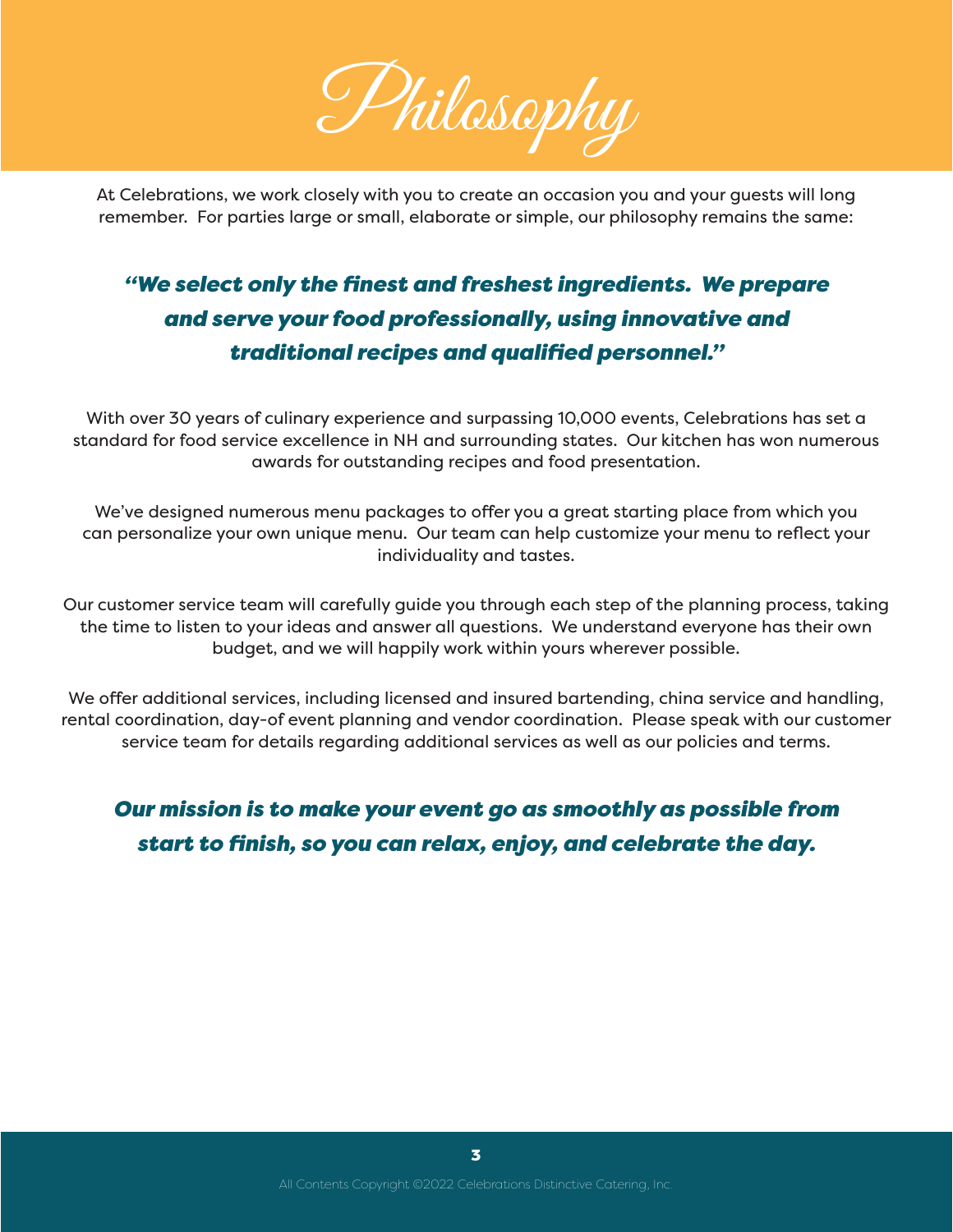# Philosophy

At Celebrations, we work closely with you to create an occasion you and your guests will long remember. For parties large or small, elaborate or simple, our philosophy remains the same:

***"We select only the finest and freshest ingredients. We prepare and serve your food professionally, using innovative and traditional recipes and qualified personnel."***

With over 30 years of culinary experience and surpassing 10,000 events, Celebrations has set a standard for food service excellence in NH and surrounding states. Our kitchen has won numerous awards for outstanding recipes and food presentation.

We've designed numerous menu packages to offer you a great starting place from which you can personalize your own unique menu. Our team can help customize your menu to reflect your individuality and tastes.

Our customer service team will carefully guide you through each step of the planning process, taking the time to listen to your ideas and answer all questions. We understand everyone has their own budget, and we will happily work within yours wherever possible.

We offer additional services, including licensed and insured bartending, china service and handling, rental coordination, day-of event planning and vendor coordination. Please speak with our customer service team for details regarding additional services as well as our policies and terms.

***Our mission is to make your event go as smoothly as possible from start to finish, so you can relax, enjoy, and celebrate the day.***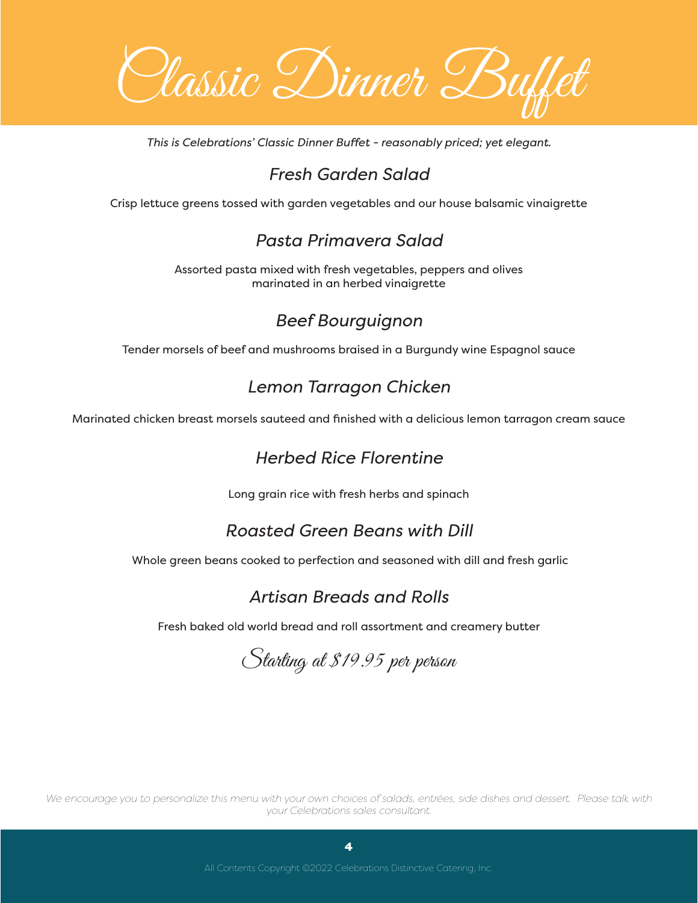# Classic Dinner Buffet

*This is Celebrations' Classic Dinner Buffet - reasonably priced; yet elegant.*

## *Fresh Garden Salad*

Crisp lettuce greens tossed with garden vegetables and our house balsamic vinaigrette

## *Pasta Primavera Salad*

Assorted pasta mixed with fresh vegetables, peppers and olives
marinated in an herbed vinaigrette

## *Beef Bourguignon*

Tender morsels of beef and mushrooms braised in a Burgundy wine Espagnol sauce

## *Lemon Tarragon Chicken*

Marinated chicken breast morsels sauteed and finished with a delicious lemon tarragon cream sauce

## *Herbed Rice Florentine*

Long grain rice with fresh herbs and spinach

## *Roasted Green Beans with Dill*

Whole green beans cooked to perfection and seasoned with dill and fresh garlic

## *Artisan Breads and Rolls*

Fresh baked old world bread and roll assortment and creamery butter

*Starting at $19.95 per person*

*We encourage you to personalize this menu with your own choices of salads, entrées, side dishes and dessert. Please talk with your Celebrations sales consultant.*

All Contents Copyright ©2022 Celebrations Distinctive Catering, Inc.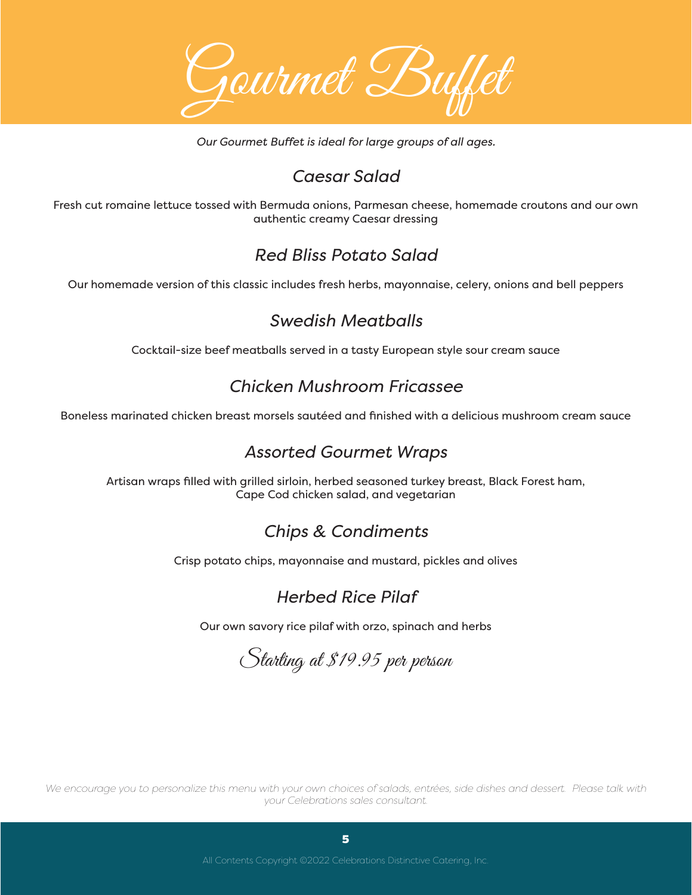# Gourmet Buffet

*Our Gourmet Buffet is ideal for large groups of all ages.*

## *Caesar Salad*

Fresh cut romaine lettuce tossed with Bermuda onions, Parmesan cheese, homemade croutons and our own authentic creamy Caesar dressing

## *Red Bliss Potato Salad*

Our homemade version of this classic includes fresh herbs, mayonnaise, celery, onions and bell peppers

## *Swedish Meatballs*

Cocktail-size beef meatballs served in a tasty European style sour cream sauce

## *Chicken Mushroom Fricassee*

Boneless marinated chicken breast morsels sautéed and finished with a delicious mushroom cream sauce

## *Assorted Gourmet Wraps*

Artisan wraps filled with grilled sirloin, herbed seasoned turkey breast, Black Forest ham, Cape Cod chicken salad, and vegetarian

## *Chips & Condiments*

Crisp potato chips, mayonnaise and mustard, pickles and olives

## *Herbed Rice Pilaf*

Our own savory rice pilaf with orzo, spinach and herbs

*Starting at $19.95 per person*

*We encourage you to personalize this menu with your own choices of salads, entrées, side dishes and dessert. Please talk with your Celebrations sales consultant.*

All Contents Copyright ©2022 Celebrations Distinctive Catering, Inc.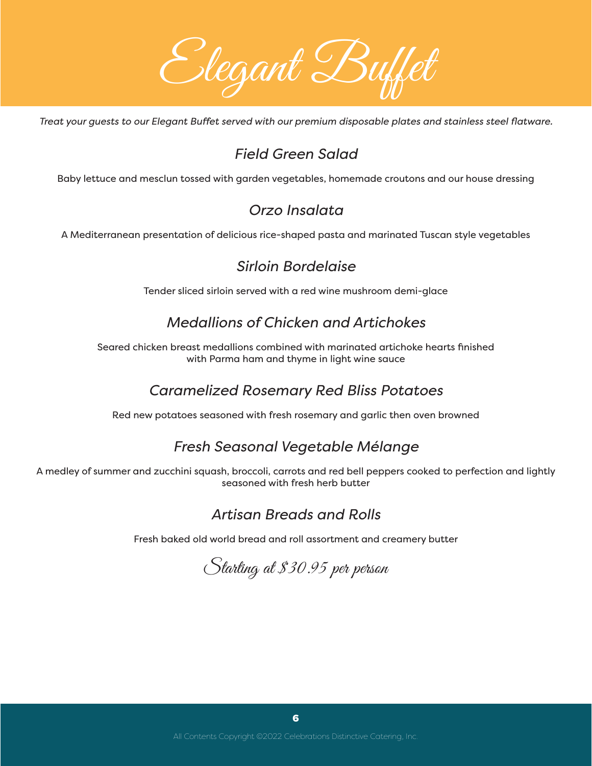# Elegant Buffet

*Treat your guests to our Elegant Buffet served with our premium disposable plates and stainless steel flatware.*

## *Field Green Salad*

Baby lettuce and mesclun tossed with garden vegetables, homemade croutons and our house dressing

## *Orzo Insalata*

A Mediterranean presentation of delicious rice-shaped pasta and marinated Tuscan style vegetables

## *Sirloin Bordelaise*

Tender sliced sirloin served with a red wine mushroom demi-glace

## *Medallions of Chicken and Artichokes*

Seared chicken breast medallions combined with marinated artichoke hearts finished with Parma ham and thyme in light wine sauce

## *Caramelized Rosemary Red Bliss Potatoes*

Red new potatoes seasoned with fresh rosemary and garlic then oven browned

## *Fresh Seasonal Vegetable Mélange*

A medley of summer and zucchini squash, broccoli, carrots and red bell peppers cooked to perfection and lightly seasoned with fresh herb butter

## *Artisan Breads and Rolls*

Fresh baked old world bread and roll assortment and creamery butter

*Starting at $30.95 per person*

All Contents Copyright ©2022 Celebrations Distinctive Catering, Inc.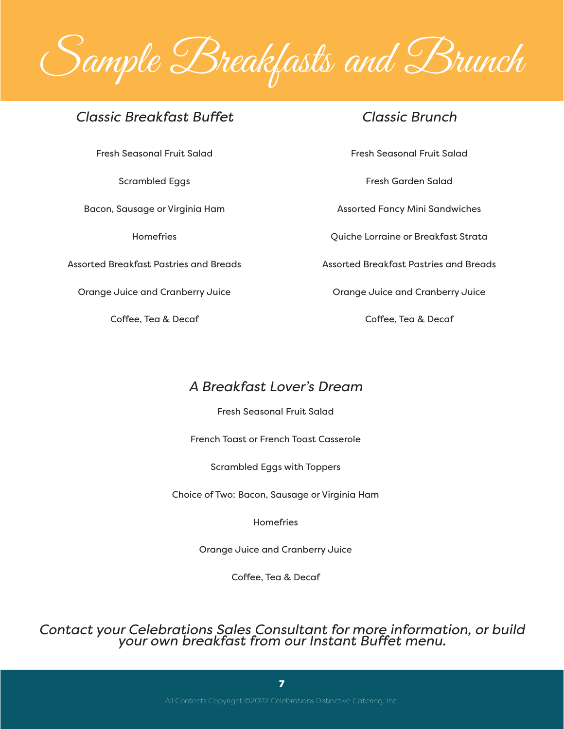# Sample Breakfasts and Brunch

## *Classic Breakfast Buffet*

Fresh Seasonal Fruit Salad

Scrambled Eggs

Bacon, Sausage or Virginia Ham

Homefries

Assorted Breakfast Pastries and Breads

Orange Juice and Cranberry Juice

Coffee, Tea & Decaf

## *Classic Brunch*

Fresh Seasonal Fruit Salad

Fresh Garden Salad

Assorted Fancy Mini Sandwiches

Quiche Lorraine or Breakfast Strata

Assorted Breakfast Pastries and Breads

Orange Juice and Cranberry Juice

Coffee, Tea & Decaf

## *A Breakfast Lover's Dream*

Fresh Seasonal Fruit Salad

French Toast or French Toast Casserole

Scrambled Eggs with Toppers

Choice of Two: Bacon, Sausage or Virginia Ham

Homefries

Orange Juice and Cranberry Juice

Coffee, Tea & Decaf

*Contact your Celebrations Sales Consultant for more information, or build your own breakfast from our Instant Buffet menu.*

All Contents Copyright ©2022 Celebrations Distinctive Catering, Inc.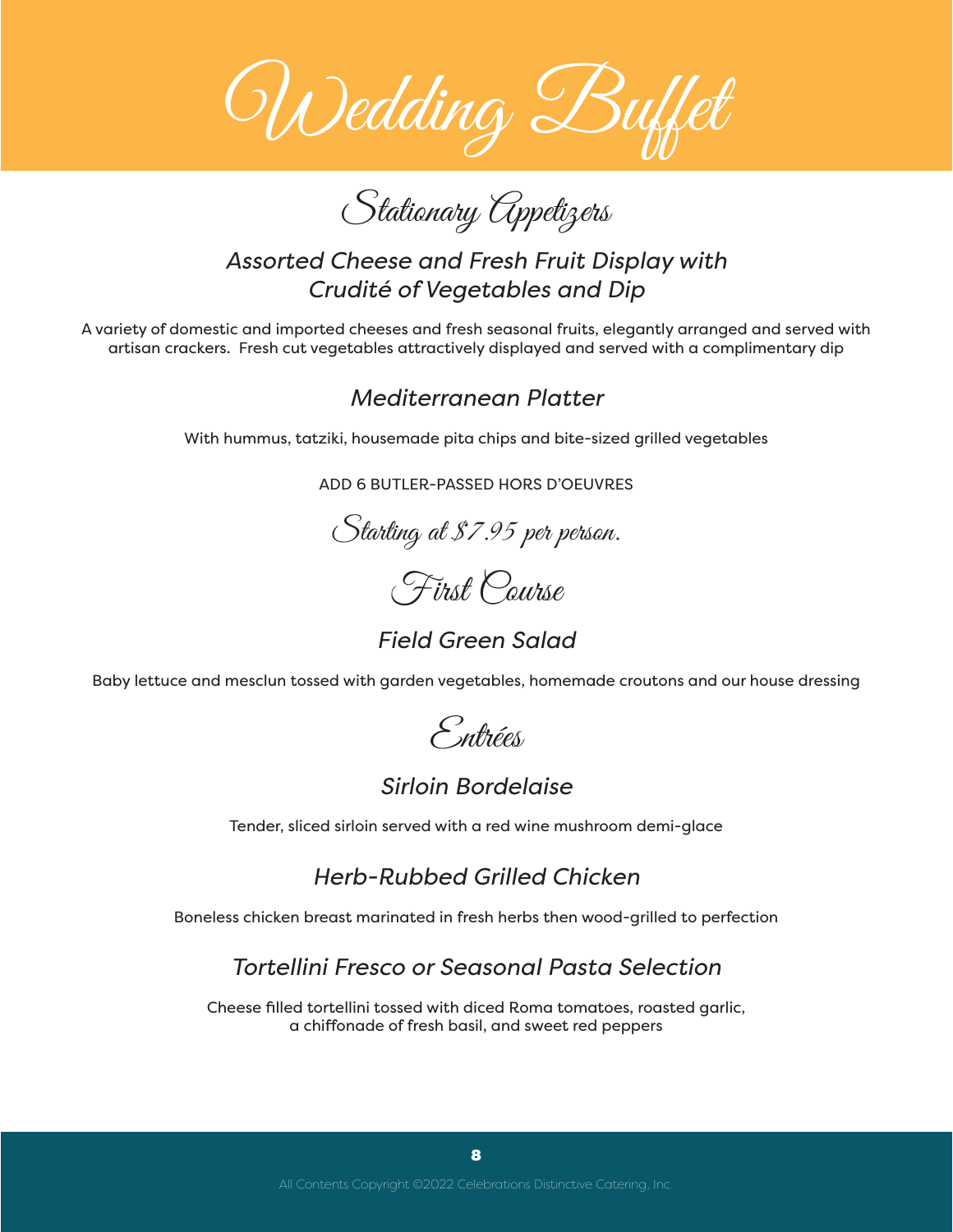# Wedding Buffet

## Stationary Appetizers

### *Assorted Cheese and Fresh Fruit Display with Crudité of Vegetables and Dip*

A variety of domestic and imported cheeses and fresh seasonal fruits, elegantly arranged and served with artisan crackers. Fresh cut vegetables attractively displayed and served with a complimentary dip

### *Mediterranean Platter*

With hummus, tatziki, housemade pita chips and bite-sized grilled vegetables

ADD 6 BUTLER-PASSED HORS D'OEUVRES

*Starting at $7.95 per person.*

## First Course

### *Field Green Salad*

Baby lettuce and mesclun tossed with garden vegetables, homemade croutons and our house dressing

## Entrées

### *Sirloin Bordelaise*

Tender, sliced sirloin served with a red wine mushroom demi-glace

### *Herb-Rubbed Grilled Chicken*

Boneless chicken breast marinated in fresh herbs then wood-grilled to perfection

### *Tortellini Fresco or Seasonal Pasta Selection*

Cheese filled tortellini tossed with diced Roma tomatoes, roasted garlic, a chiffonade of fresh basil, and sweet red peppers

All Contents Copyright ©2022 Celebrations Distinctive Catering, Inc.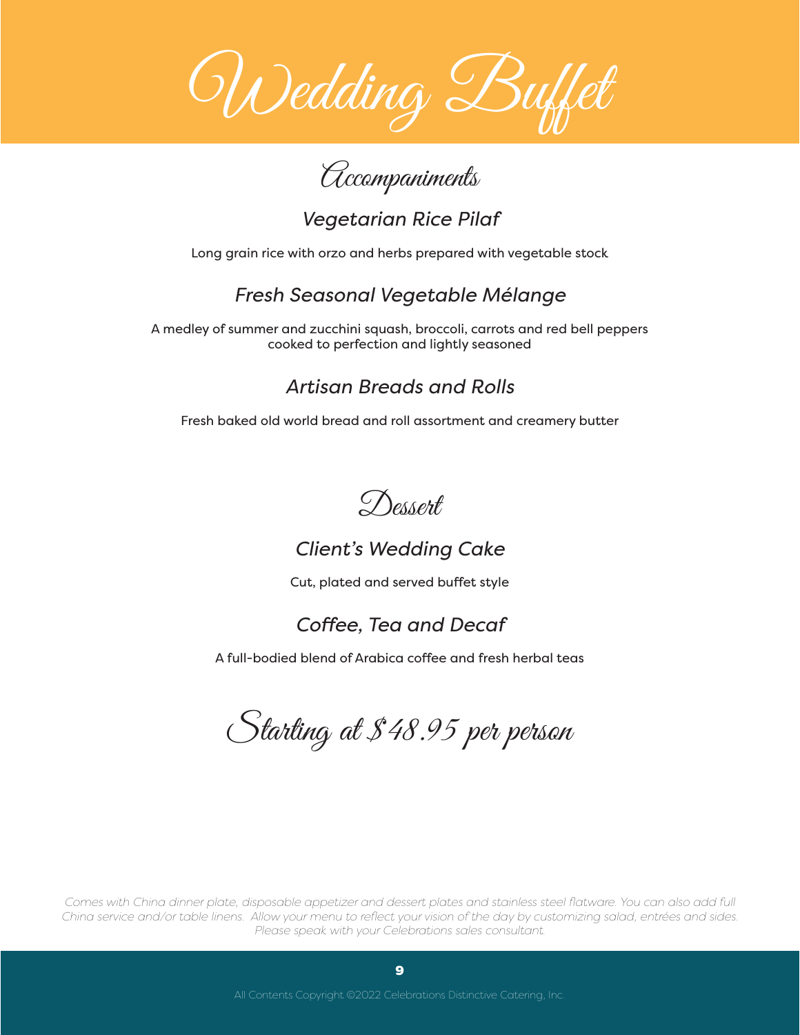# Wedding Buffet

## Accompaniments

### *Vegetarian Rice Pilaf*

Long grain rice with orzo and herbs prepared with vegetable stock

### *Fresh Seasonal Vegetable Mélange*

A medley of summer and zucchini squash, broccoli, carrots and red bell peppers cooked to perfection and lightly seasoned

### *Artisan Breads and Rolls*

Fresh baked old world bread and roll assortment and creamery butter

## Dessert

### *Client's Wedding Cake*

Cut, plated and served buffet style

### *Coffee, Tea and Decaf*

A full-bodied blend of Arabica coffee and fresh herbal teas

## Starting at $48.95 per person

*Comes with China dinner plate, disposable appetizer and dessert plates and stainless steel flatware. You can also add full China service and/or table linens. Allow your menu to reflect your vision of the day by customizing salad, entrées and sides. Please speak with your Celebrations sales consultant.*

All Contents Copyright ©2022 Celebrations Distinctive Catering, Inc.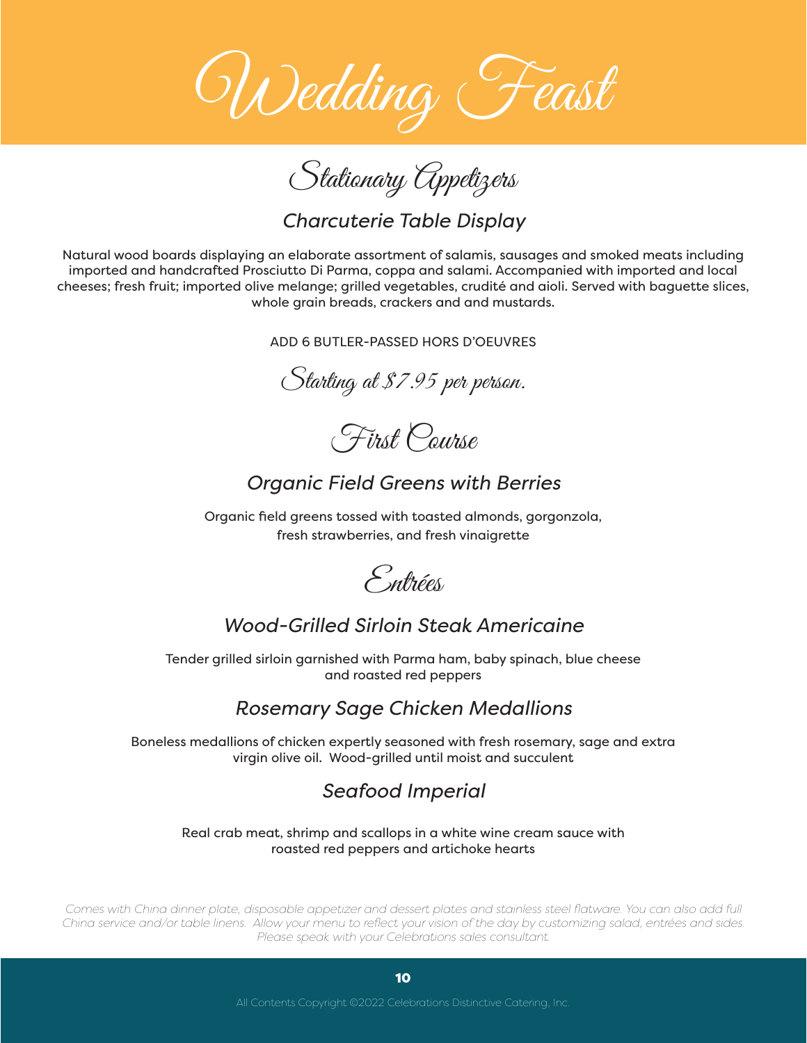# Wedding Feast

## Stationary Appetizers

### *Charcuterie Table Display*

Natural wood boards displaying an elaborate assortment of salamis, sausages and smoked meats including imported and handcrafted Prosciutto Di Parma, coppa and salami. Accompanied with imported and local cheeses; fresh fruit; imported olive melange; grilled vegetables, crudité and aioli. Served with baguette slices, whole grain breads, crackers and and mustards.

ADD 6 BUTLER-PASSED HORS D'OEUVRES

*Starting at $7.95 per person.*

## First Course

### *Organic Field Greens with Berries*

Organic field greens tossed with toasted almonds, gorgonzola, fresh strawberries, and fresh vinaigrette

## Entrées

### *Wood-Grilled Sirloin Steak Americaine*

Tender grilled sirloin garnished with Parma ham, baby spinach, blue cheese and roasted red peppers

### *Rosemary Sage Chicken Medallions*

Boneless medallions of chicken expertly seasoned with fresh rosemary, sage and extra virgin olive oil. Wood-grilled until moist and succulent

### *Seafood Imperial*

Real crab meat, shrimp and scallops in a white wine cream sauce with roasted red peppers and artichoke hearts

*Comes with China dinner plate, disposable appetizer and dessert plates and stainless steel flatware. You can also add full China service and/or table linens. Allow your menu to reflect your vision of the day by customizing salad, entrées and sides. Please speak with your Celebrations sales consultant.*

All Contents Copyright ©2022 Celebrations Distinctive Catering, Inc.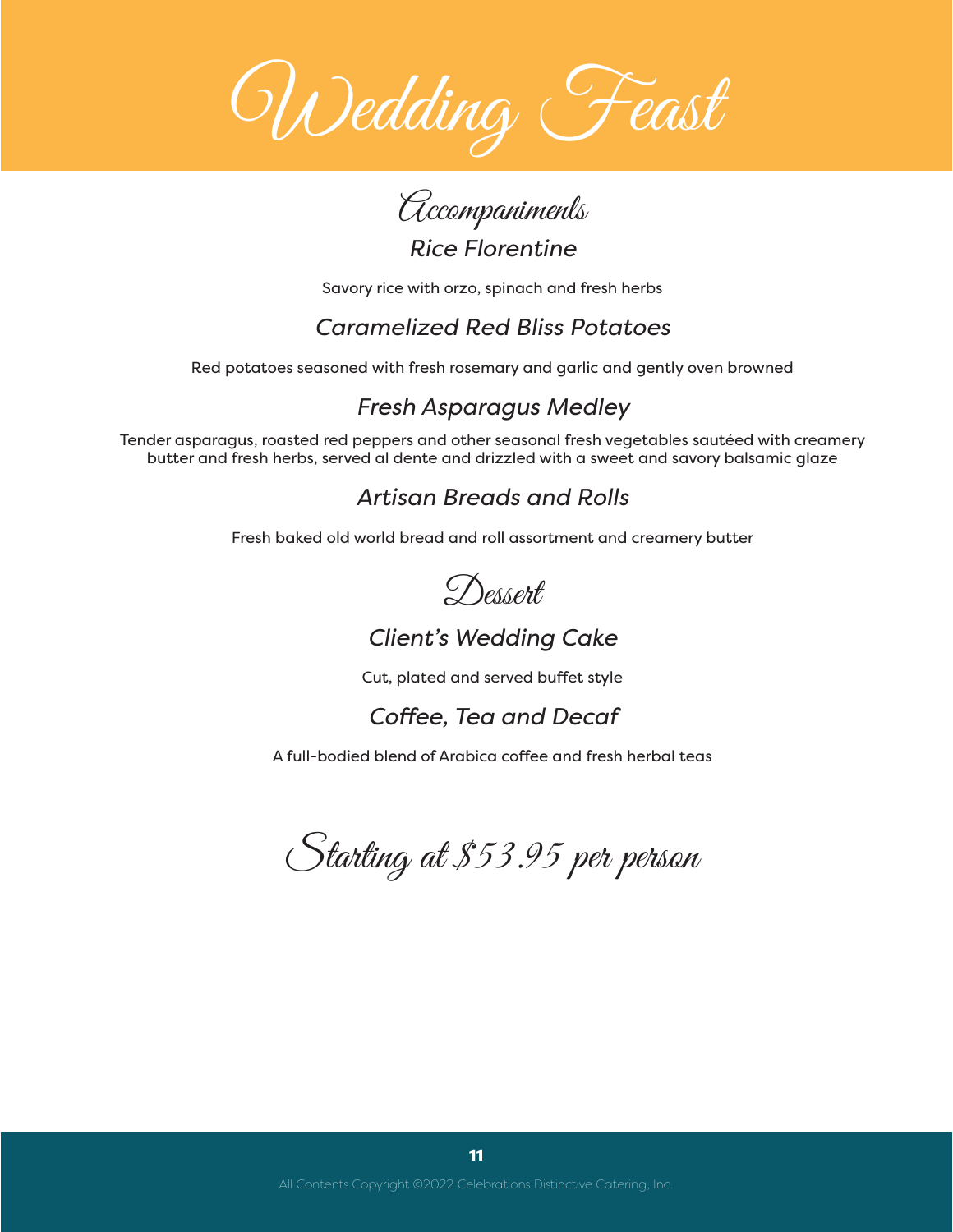# Wedding Feast

## Accompaniments

### *Rice Florentine*

Savory rice with orzo, spinach and fresh herbs

### *Caramelized Red Bliss Potatoes*

Red potatoes seasoned with fresh rosemary and garlic and gently oven browned

### *Fresh Asparagus Medley*

Tender asparagus, roasted red peppers and other seasonal fresh vegetables sautéed with creamery butter and fresh herbs, served al dente and drizzled with a sweet and savory balsamic glaze

### *Artisan Breads and Rolls*

Fresh baked old world bread and roll assortment and creamery butter

## Dessert

### *Client's Wedding Cake*

Cut, plated and served buffet style

### *Coffee, Tea and Decaf*

A full-bodied blend of Arabica coffee and fresh herbal teas

## Starting at $53.95 per person

All Contents Copyright ©2022 Celebrations Distinctive Catering, Inc.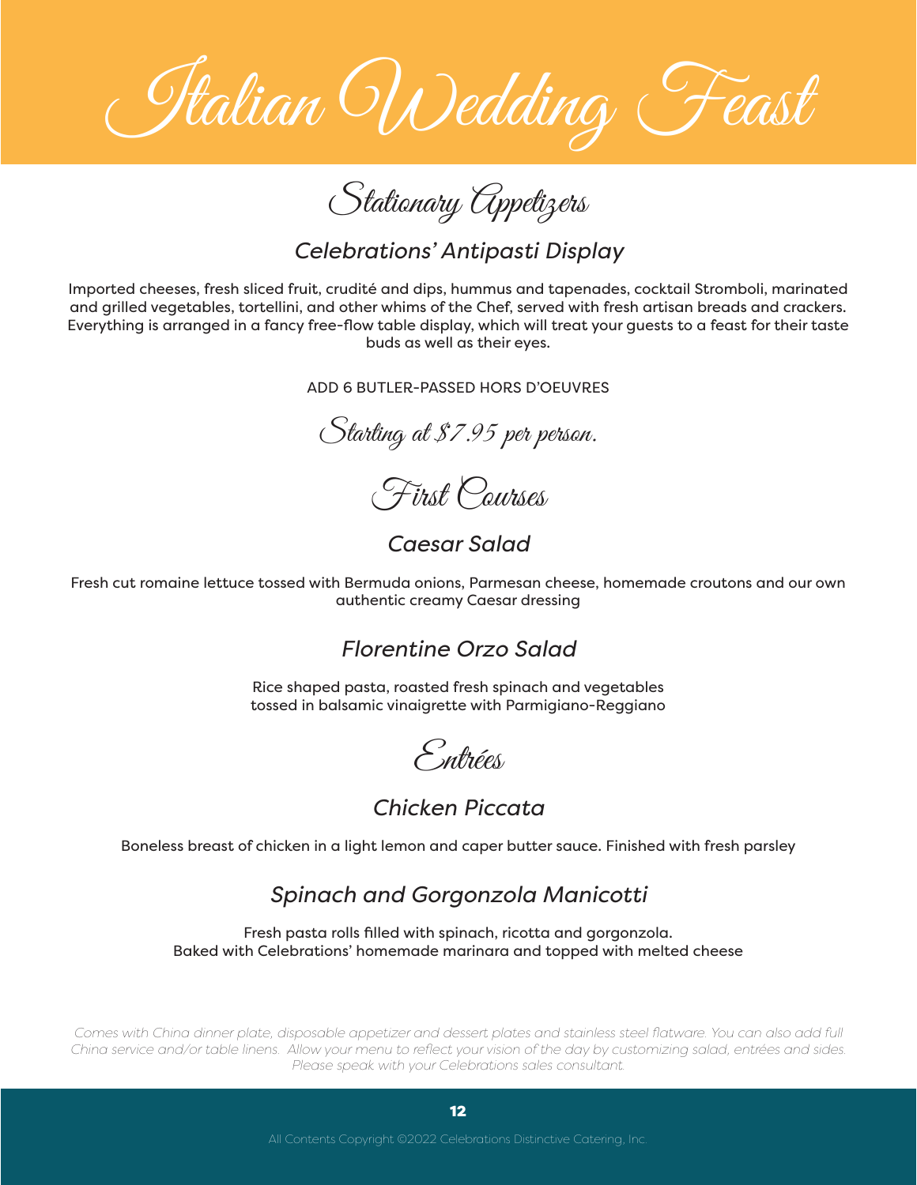# Italian Wedding Feast

## Stationary Appetizers

### *Celebrations' Antipasti Display*

Imported cheeses, fresh sliced fruit, crudité and dips, hummus and tapenades, cocktail Stromboli, marinated and grilled vegetables, tortellini, and other whims of the Chef, served with fresh artisan breads and crackers. Everything is arranged in a fancy free-flow table display, which will treat your guests to a feast for their taste buds as well as their eyes.

ADD 6 BUTLER-PASSED HORS D'OEUVRES

*Starting at $7.95 per person.*

## First Courses

### *Caesar Salad*

Fresh cut romaine lettuce tossed with Bermuda onions, Parmesan cheese, homemade croutons and our own authentic creamy Caesar dressing

### *Florentine Orzo Salad*

Rice shaped pasta, roasted fresh spinach and vegetables
tossed in balsamic vinaigrette with Parmigiano-Reggiano

## Entrées

### *Chicken Piccata*

Boneless breast of chicken in a light lemon and caper butter sauce. Finished with fresh parsley

### *Spinach and Gorgonzola Manicotti*

Fresh pasta rolls filled with spinach, ricotta and gorgonzola.
Baked with Celebrations' homemade marinara and topped with melted cheese

*Comes with China dinner plate, disposable appetizer and dessert plates and stainless steel flatware. You can also add full China service and/or table linens. Allow your menu to reflect your vision of the day by customizing salad, entrées and sides. Please speak with your Celebrations sales consultant.*

All Contents Copyright ©2022 Celebrations Distinctive Catering, Inc.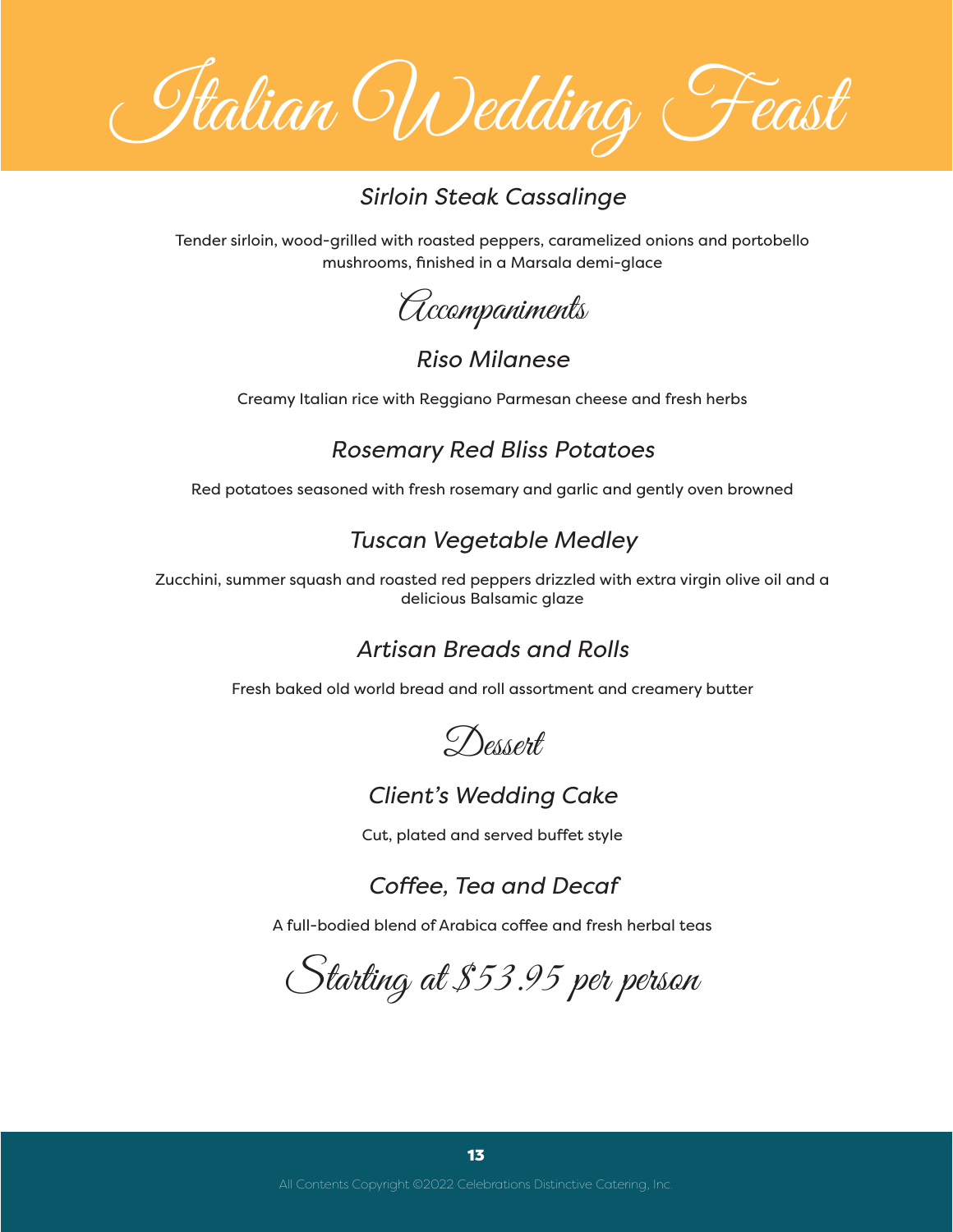# Italian Wedding Feast

### *Sirloin Steak Cassalinge*

Tender sirloin, wood-grilled with roasted peppers, caramelized onions and portobello mushrooms, finished in a Marsala demi-glace

## Accompaniments

### *Riso Milanese*

Creamy Italian rice with Reggiano Parmesan cheese and fresh herbs

### *Rosemary Red Bliss Potatoes*

Red potatoes seasoned with fresh rosemary and garlic and gently oven browned

### *Tuscan Vegetable Medley*

Zucchini, summer squash and roasted red peppers drizzled with extra virgin olive oil and a delicious Balsamic glaze

### *Artisan Breads and Rolls*

Fresh baked old world bread and roll assortment and creamery butter

## Dessert

### *Client's Wedding Cake*

Cut, plated and served buffet style

### *Coffee, Tea and Decaf*

A full-bodied blend of Arabica coffee and fresh herbal teas

## Starting at $53.95 per person

All Contents Copyright ©2022 Celebrations Distinctive Catering, Inc.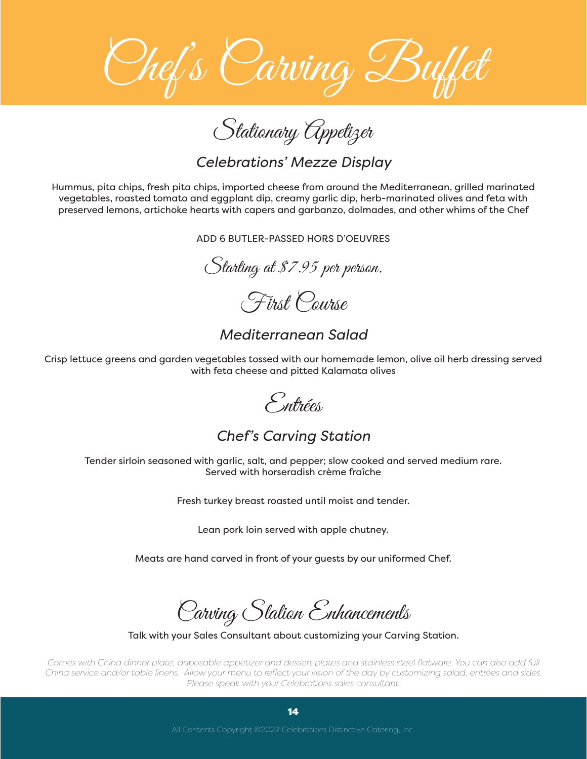# Chef's Carving Buffet

## Stationary Appetizer

### *Celebrations' Mezze Display*

Hummus, pita chips, fresh pita chips, imported cheese from around the Mediterranean, grilled marinated vegetables, roasted tomato and eggplant dip, creamy garlic dip, herb-marinated olives and feta with preserved lemons, artichoke hearts with capers and garbanzo, dolmades, and other whims of the Chef

ADD 6 BUTLER-PASSED HORS D'OEUVRES

*Starting at $7.95 per person.*

## First Course

### *Mediterranean Salad*

Crisp lettuce greens and garden vegetables tossed with our homemade lemon, olive oil herb dressing served with feta cheese and pitted Kalamata olives

## Entrées

### *Chef's Carving Station*

Tender sirloin seasoned with garlic, salt, and pepper; slow cooked and served medium rare. Served with horseradish crème fraîche

Fresh turkey breast roasted until moist and tender.

Lean pork loin served with apple chutney.

Meats are hand carved in front of your guests by our uniformed Chef.

## Carving Station Enhancements

Talk with your Sales Consultant about customizing your Carving Station.

*Comes with China dinner plate, disposable appetizer and dessert plates and stainless steel flatware. You can also add full China service and/or table linens. Allow your menu to reflect your vision of the day by customizing salad, entrées and sides. Please speak with your Celebrations sales consultant.*

All Contents Copyright ©2022 Celebrations Distinctive Catering, Inc.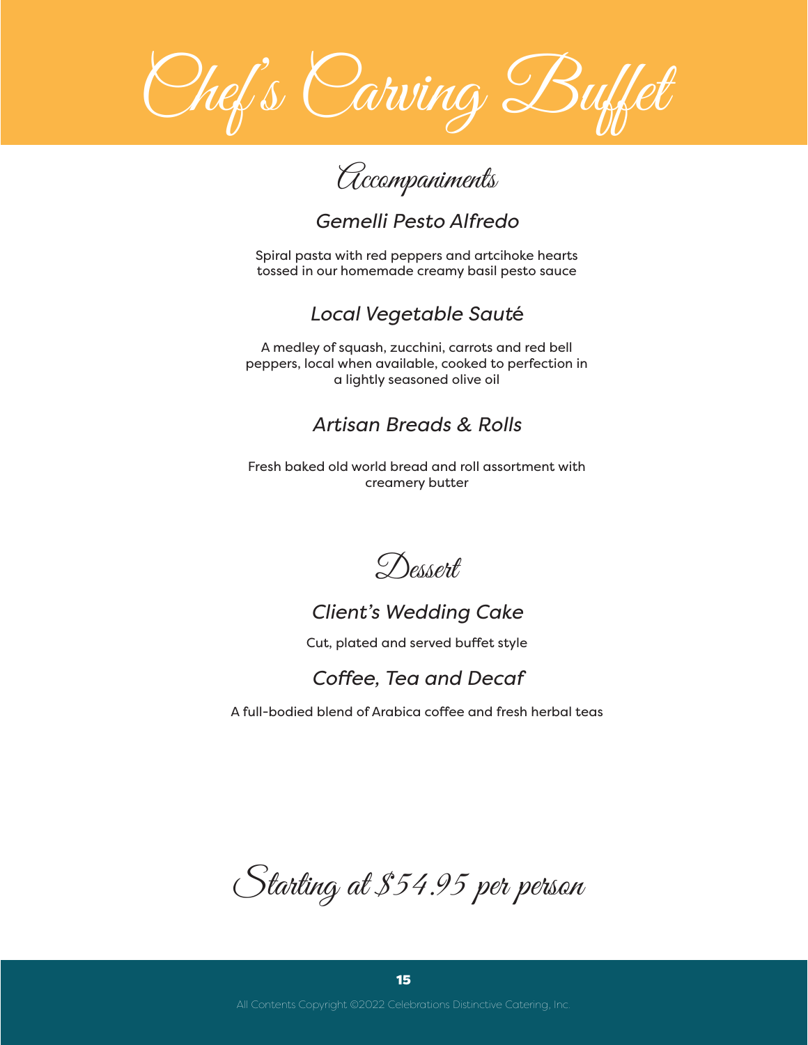# Chef's Carving Buffet

## Accompaniments

### *Gemelli Pesto Alfredo*

Spiral pasta with red peppers and artcihoke hearts tossed in our homemade creamy basil pesto sauce

### *Local Vegetable Sauté*

A medley of squash, zucchini, carrots and red bell peppers, local when available, cooked to perfection in a lightly seasoned olive oil

### *Artisan Breads & Rolls*

Fresh baked old world bread and roll assortment with creamery butter

## Dessert

### *Client's Wedding Cake*

Cut, plated and served buffet style

### *Coffee, Tea and Decaf*

A full-bodied blend of Arabica coffee and fresh herbal teas

## Starting at $54.95 per person

All Contents Copyright ©2022 Celebrations Distinctive Catering, Inc.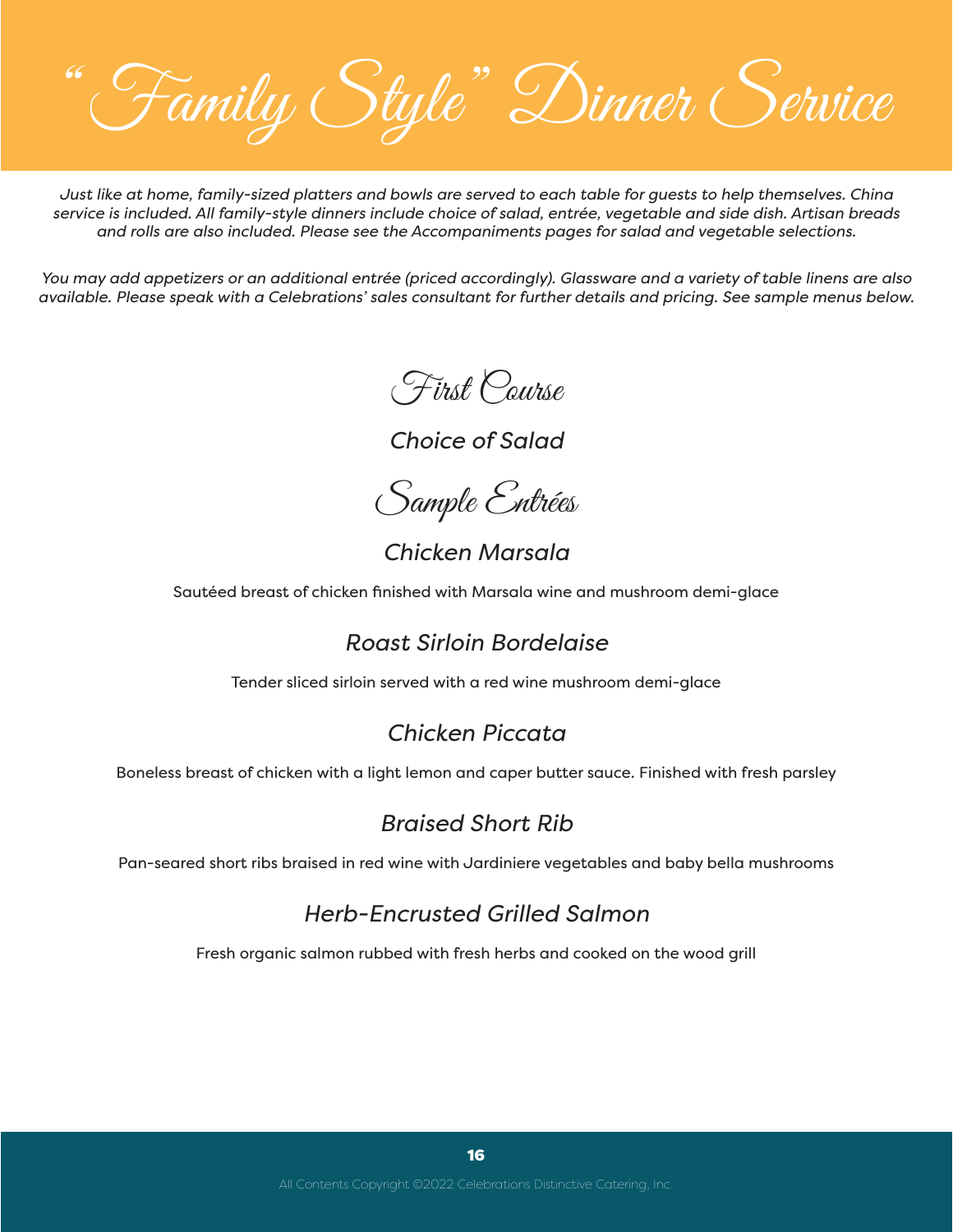# "Family Style" Dinner Service

*Just like at home, family-sized platters and bowls are served to each table for guests to help themselves. China service is included. All family-style dinners include choice of salad, entrée, vegetable and side dish. Artisan breads and rolls are also included. Please see the Accompaniments pages for salad and vegetable selections.*

*You may add appetizers or an additional entrée (priced accordingly). Glassware and a variety of table linens are also available. Please speak with a Celebrations' sales consultant for further details and pricing. See sample menus below.*

## First Course

### *Choice of Salad*

## Sample Entrées

### *Chicken Marsala*

Sautéed breast of chicken finished with Marsala wine and mushroom demi-glace

### *Roast Sirloin Bordelaise*

Tender sliced sirloin served with a red wine mushroom demi-glace

### *Chicken Piccata*

Boneless breast of chicken with a light lemon and caper butter sauce. Finished with fresh parsley

### *Braised Short Rib*

Pan-seared short ribs braised in red wine with Jardiniere vegetables and baby bella mushrooms

### *Herb-Encrusted Grilled Salmon*

Fresh organic salmon rubbed with fresh herbs and cooked on the wood grill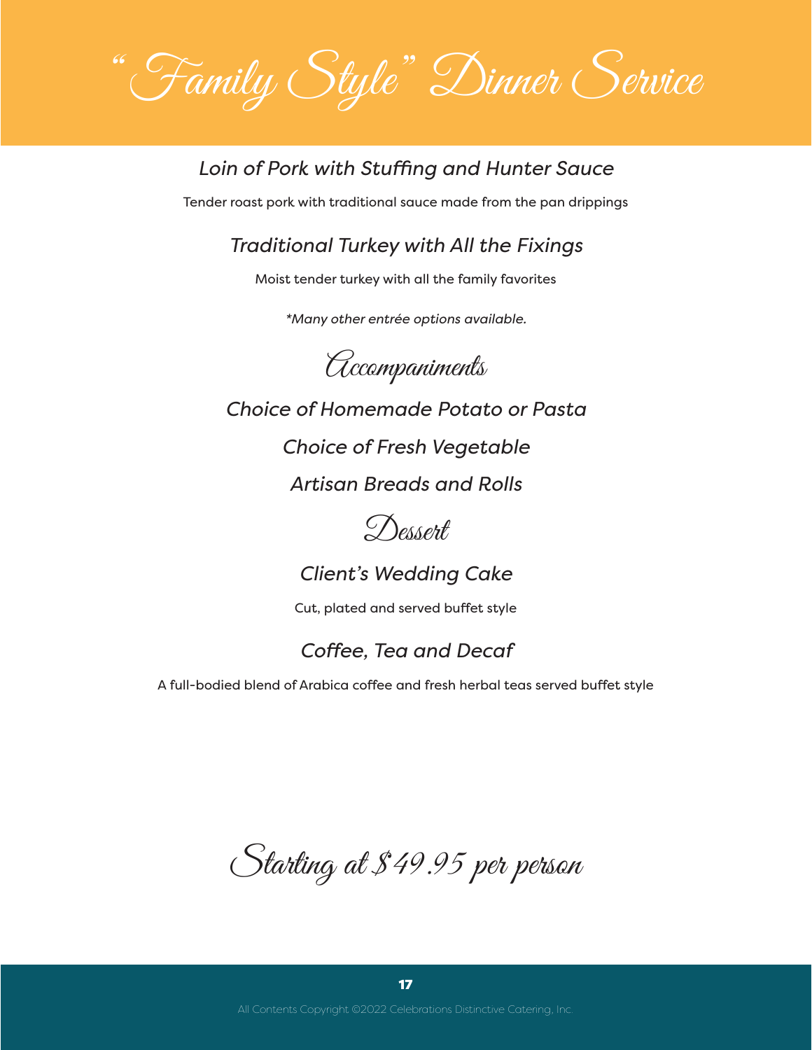# "Family Style" Dinner Service

*Loin of Pork with Stuffing and Hunter Sauce*

Tender roast pork with traditional sauce made from the pan drippings

*Traditional Turkey with All the Fixings*

Moist tender turkey with all the family favorites

*\*Many other entrée options available.*

## Accompaniments

*Choice of Homemade Potato or Pasta*

*Choice of Fresh Vegetable*

*Artisan Breads and Rolls*

## Dessert

*Client's Wedding Cake*

Cut, plated and served buffet style

*Coffee, Tea and Decaf*

A full-bodied blend of Arabica coffee and fresh herbal teas served buffet style

## Starting at $49.95 per person

All Contents Copyright ©2022 Celebrations Distinctive Catering, Inc.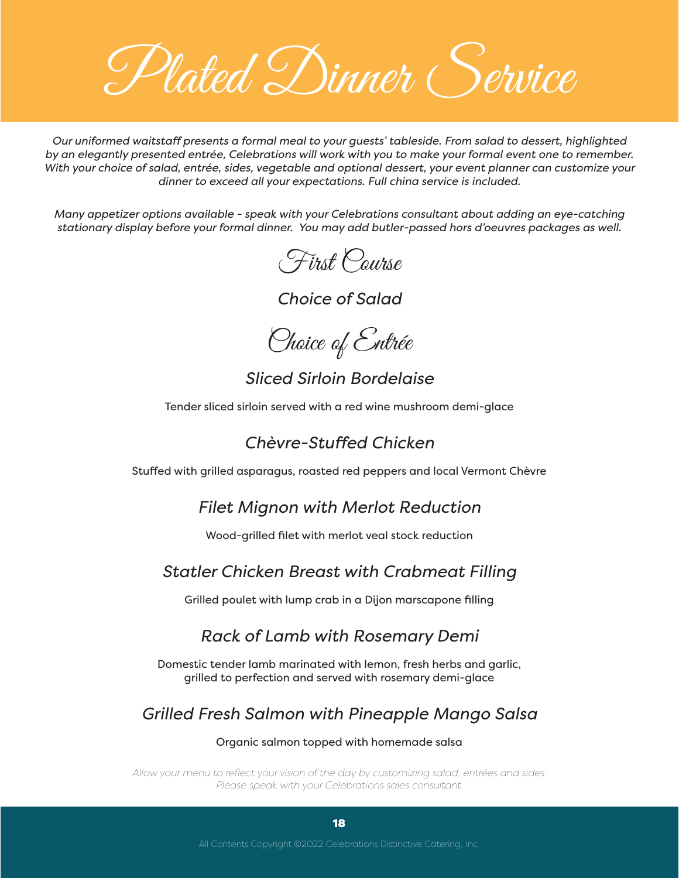# Plated Dinner Service

*Our uniformed waitstaff presents a formal meal to your guests' tableside. From salad to dessert, highlighted by an elegantly presented entrée, Celebrations will work with you to make your formal event one to remember. With your choice of salad, entrée, sides, vegetable and optional dessert, your event planner can customize your dinner to exceed all your expectations. Full china service is included.*

*Many appetizer options available - speak with your Celebrations consultant about adding an eye-catching stationary display before your formal dinner. You may add butler-passed hors d'oeuvres packages as well.*

## First Course

*Choice of Salad*

## Choice of Entrée

### *Sliced Sirloin Bordelaise*

Tender sliced sirloin served with a red wine mushroom demi-glace

### *Chèvre-Stuffed Chicken*

Stuffed with grilled asparagus, roasted red peppers and local Vermont Chèvre

### *Filet Mignon with Merlot Reduction*

Wood-grilled filet with merlot veal stock reduction

### *Statler Chicken Breast with Crabmeat Filling*

Grilled poulet with lump crab in a Dijon marscapone filling

### *Rack of Lamb with Rosemary Demi*

Domestic tender lamb marinated with lemon, fresh herbs and garlic, grilled to perfection and served with rosemary demi-glace

### *Grilled Fresh Salmon with Pineapple Mango Salsa*

Organic salmon topped with homemade salsa

*Allow your menu to reflect your vision of the day by customizing salad, entrées and sides. Please speak with your Celebrations sales consultant.*

All Contents Copyright ©2022 Celebrations Distinctive Catering, Inc.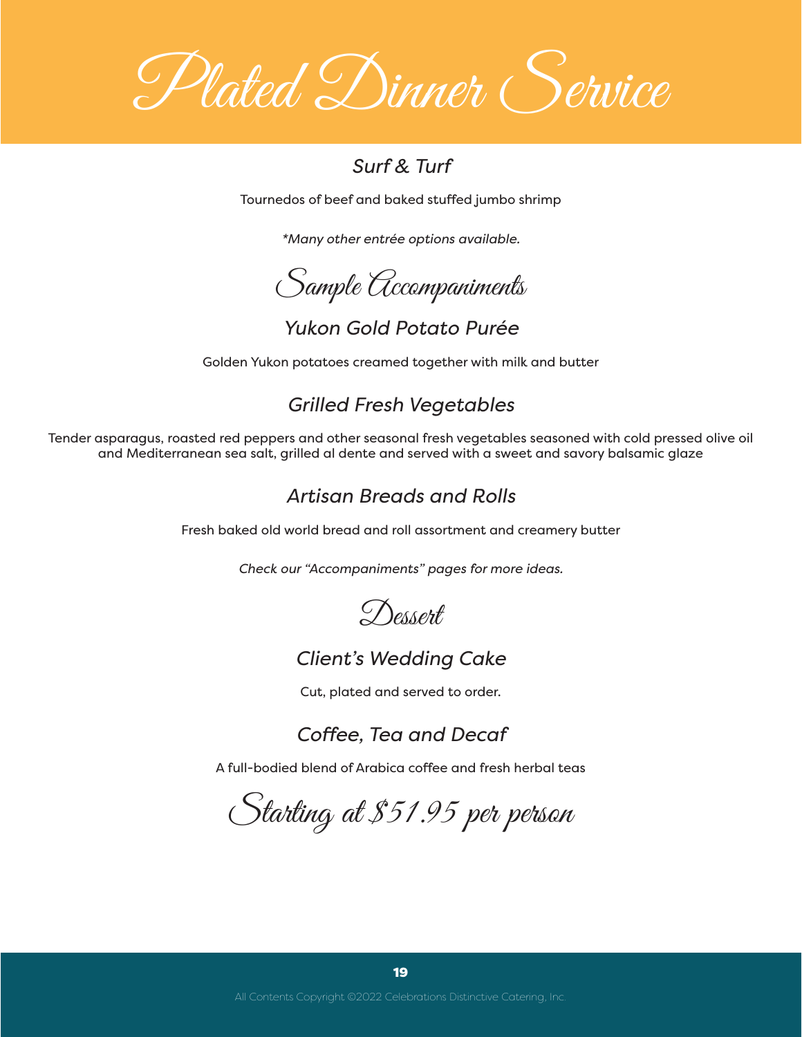# Plated Dinner Service

### *Surf & Turf*

Tournedos of beef and baked stuffed jumbo shrimp

*\*Many other entrée options available.*

## Sample Accompaniments

### *Yukon Gold Potato Purée*

Golden Yukon potatoes creamed together with milk and butter

### *Grilled Fresh Vegetables*

Tender asparagus, roasted red peppers and other seasonal fresh vegetables seasoned with cold pressed olive oil and Mediterranean sea salt, grilled al dente and served with a sweet and savory balsamic glaze

### *Artisan Breads and Rolls*

Fresh baked old world bread and roll assortment and creamery butter

*Check our "Accompaniments" pages for more ideas.*

## Dessert

### *Client's Wedding Cake*

Cut, plated and served to order.

### *Coffee, Tea and Decaf*

A full-bodied blend of Arabica coffee and fresh herbal teas

## Starting at $51.95 per person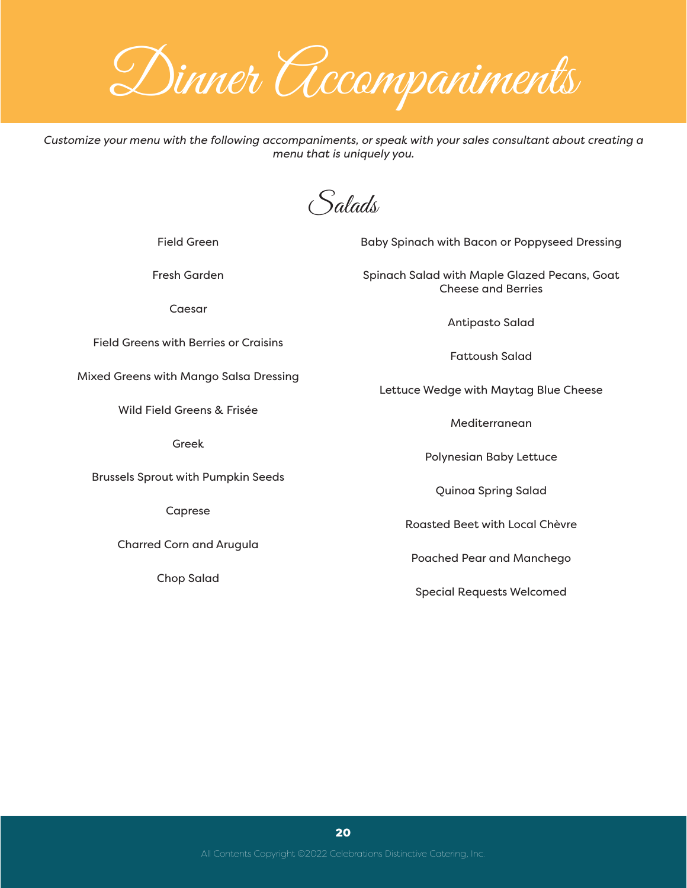# Dinner Accompaniments

*Customize your menu with the following accompaniments, or speak with your sales consultant about creating a menu that is uniquely you.*

## Salads

Field Green

Fresh Garden

Caesar

Field Greens with Berries or Craisins

Mixed Greens with Mango Salsa Dressing

Wild Field Greens & Frisée

Greek

Brussels Sprout with Pumpkin Seeds

Caprese

Charred Corn and Arugula

Chop Salad

Baby Spinach with Bacon or Poppyseed Dressing

Spinach Salad with Maple Glazed Pecans, Goat Cheese and Berries

Antipasto Salad

Fattoush Salad

Lettuce Wedge with Maytag Blue Cheese

Mediterranean

Polynesian Baby Lettuce

Quinoa Spring Salad

Roasted Beet with Local Chèvre

Poached Pear and Manchego

Special Requests Welcomed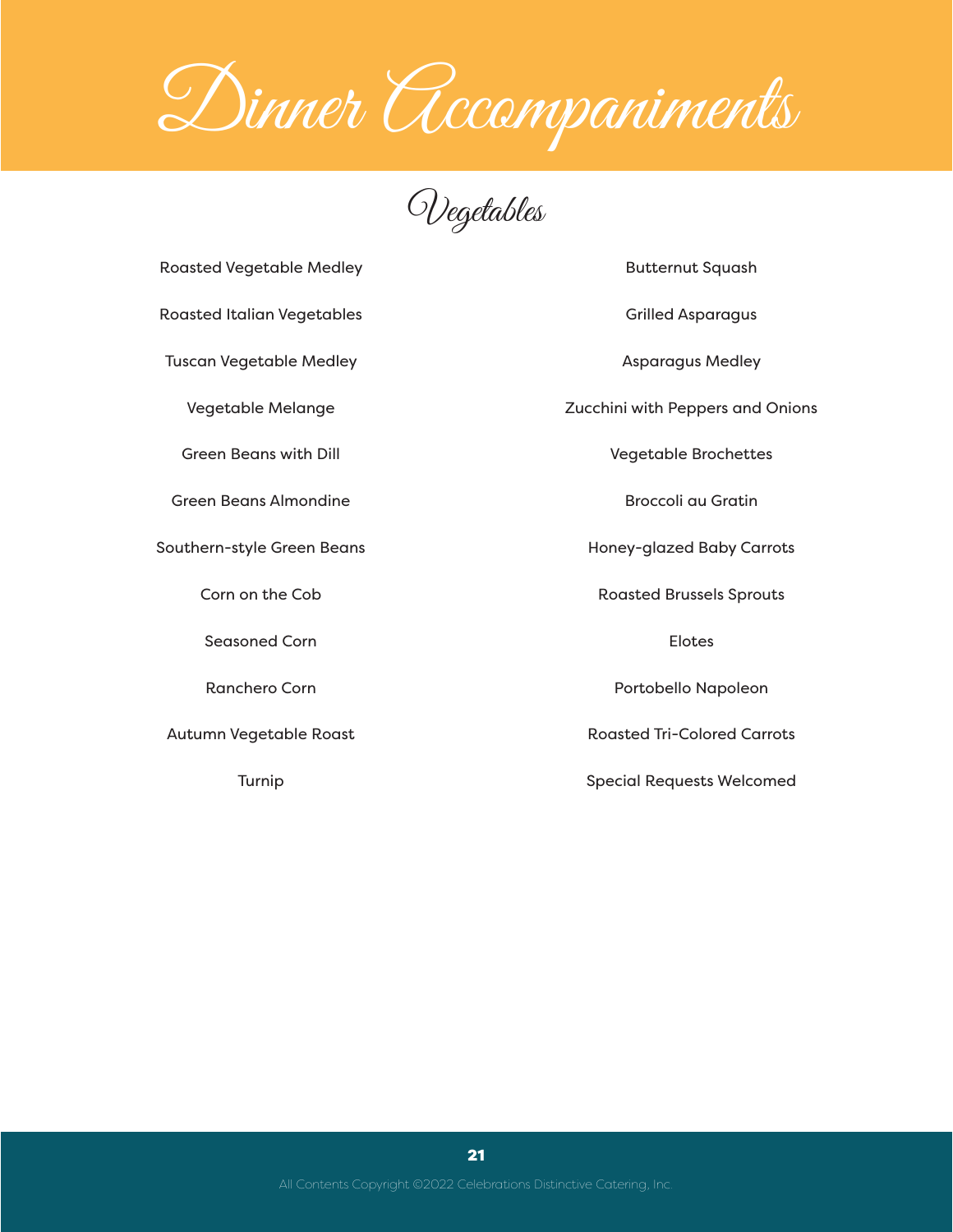# Dinner Accompaniments

## Vegetables

- Roasted Vegetable Medley
- Roasted Italian Vegetables
- Tuscan Vegetable Medley
- Vegetable Melange
- Green Beans with Dill
- Green Beans Almondine
- Southern-style Green Beans
- Corn on the Cob
- Seasoned Corn
- Ranchero Corn
- Autumn Vegetable Roast
- Turnip
- Butternut Squash
- Grilled Asparagus
- Asparagus Medley
- Zucchini with Peppers and Onions
- Vegetable Brochettes
- Broccoli au Gratin
- Honey-glazed Baby Carrots
- Roasted Brussels Sprouts
- Elotes
- Portobello Napoleon
- Roasted Tri-Colored Carrots
- Special Requests Welcomed

All Contents Copyright ©2022 Celebrations Distinctive Catering, Inc.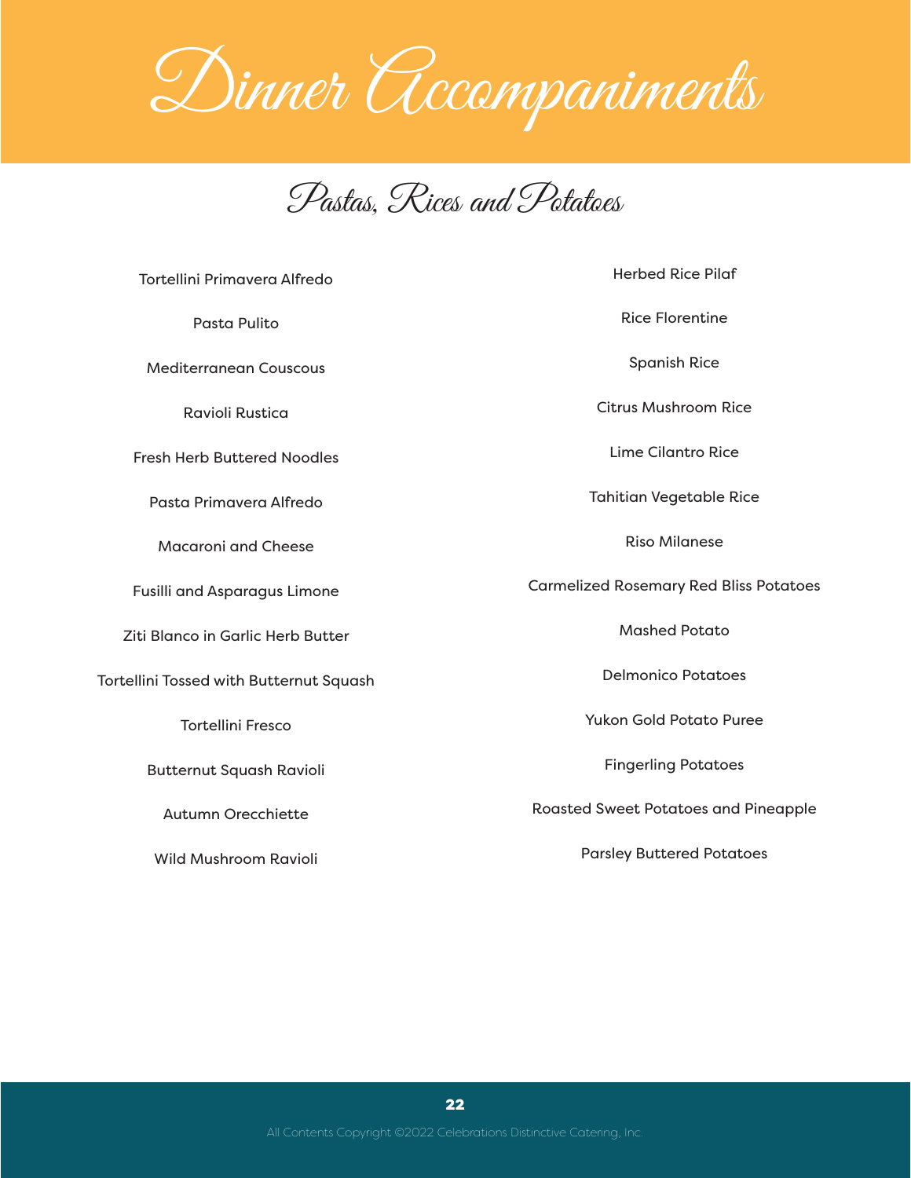# Dinner Accompaniments

## Pastas, Rices and Potatoes

Tortellini Primavera Alfredo

Pasta Pulito

Mediterranean Couscous

Ravioli Rustica

Fresh Herb Buttered Noodles

Pasta Primavera Alfredo

Macaroni and Cheese

Fusilli and Asparagus Limone

Ziti Blanco in Garlic Herb Butter

Tortellini Tossed with Butternut Squash

Tortellini Fresco

Butternut Squash Ravioli

Autumn Orecchiette

Wild Mushroom Ravioli

Herbed Rice Pilaf

Rice Florentine

Spanish Rice

Citrus Mushroom Rice

Lime Cilantro Rice

Tahitian Vegetable Rice

Riso Milanese

Carmelized Rosemary Red Bliss Potatoes

Mashed Potato

Delmonico Potatoes

Yukon Gold Potato Puree

Fingerling Potatoes

Roasted Sweet Potatoes and Pineapple

Parsley Buttered Potatoes

All Contents Copyright ©2022 Celebrations Distinctive Catering, Inc.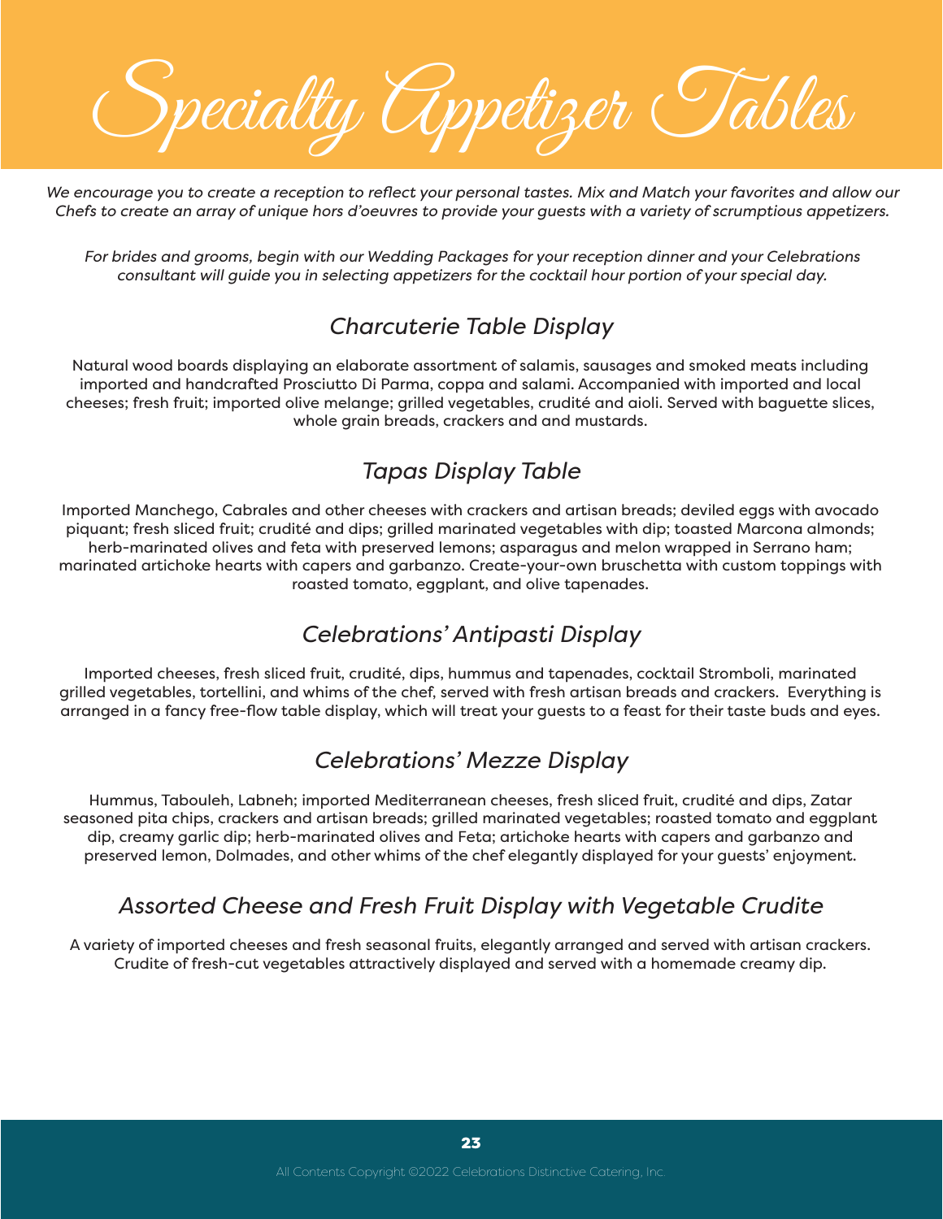# Specialty Appetizer Tables

*We encourage you to create a reception to reflect your personal tastes. Mix and Match your favorites and allow our Chefs to create an array of unique hors d'oeuvres to provide your guests with a variety of scrumptious appetizers.*

*For brides and grooms, begin with our Wedding Packages for your reception dinner and your Celebrations consultant will guide you in selecting appetizers for the cocktail hour portion of your special day.*

## *Charcuterie Table Display*

Natural wood boards displaying an elaborate assortment of salamis, sausages and smoked meats including imported and handcrafted Prosciutto Di Parma, coppa and salami. Accompanied with imported and local cheeses; fresh fruit; imported olive melange; grilled vegetables, crudité and aioli. Served with baguette slices, whole grain breads, crackers and and mustards.

## *Tapas Display Table*

Imported Manchego, Cabrales and other cheeses with crackers and artisan breads; deviled eggs with avocado piquant; fresh sliced fruit; crudité and dips; grilled marinated vegetables with dip; toasted Marcona almonds; herb-marinated olives and feta with preserved lemons; asparagus and melon wrapped in Serrano ham; marinated artichoke hearts with capers and garbanzo. Create-your-own bruschetta with custom toppings with roasted tomato, eggplant, and olive tapenades.

## *Celebrations' Antipasti Display*

Imported cheeses, fresh sliced fruit, crudité, dips, hummus and tapenades, cocktail Stromboli, marinated grilled vegetables, tortellini, and whims of the chef, served with fresh artisan breads and crackers. Everything is arranged in a fancy free-flow table display, which will treat your guests to a feast for their taste buds and eyes.

## *Celebrations' Mezze Display*

Hummus, Tabouleh, Labneh; imported Mediterranean cheeses, fresh sliced fruit, crudité and dips, Zatar seasoned pita chips, crackers and artisan breads; grilled marinated vegetables; roasted tomato and eggplant dip, creamy garlic dip; herb-marinated olives and Feta; artichoke hearts with capers and garbanzo and preserved lemon, Dolmades, and other whims of the chef elegantly displayed for your guests' enjoyment.

## *Assorted Cheese and Fresh Fruit Display with Vegetable Crudite*

A variety of imported cheeses and fresh seasonal fruits, elegantly arranged and served with artisan crackers. Crudite of fresh-cut vegetables attractively displayed and served with a homemade creamy dip.

All Contents Copyright ©2022 Celebrations Distinctive Catering, Inc.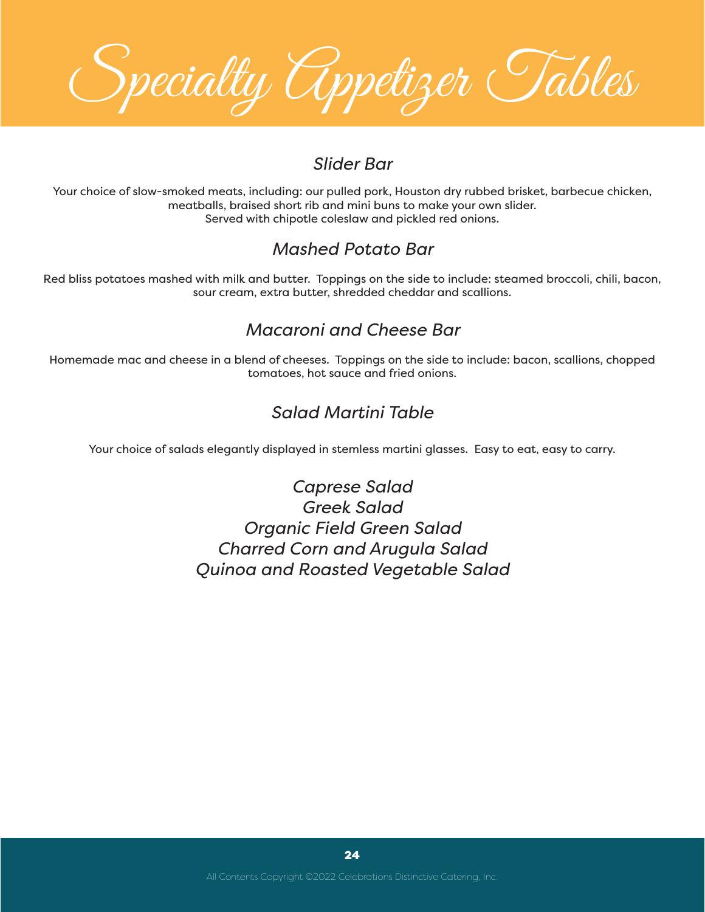# Specialty Appetizer Tables

## *Slider Bar*

Your choice of slow-smoked meats, including: our pulled pork, Houston dry rubbed brisket, barbecue chicken, meatballs, braised short rib and mini buns to make your own slider.
Served with chipotle coleslaw and pickled red onions.

## *Mashed Potato Bar*

Red bliss potatoes mashed with milk and butter. Toppings on the side to include: steamed broccoli, chili, bacon, sour cream, extra butter, shredded cheddar and scallions.

## *Macaroni and Cheese Bar*

Homemade mac and cheese in a blend of cheeses. Toppings on the side to include: bacon, scallions, chopped tomatoes, hot sauce and fried onions.

## *Salad Martini Table*

Your choice of salads elegantly displayed in stemless martini glasses. Easy to eat, easy to carry.

*Caprese Salad*
*Greek Salad*
*Organic Field Green Salad*
*Charred Corn and Arugula Salad*
*Quinoa and Roasted Vegetable Salad*

All Contents Copyright ©2022 Celebrations Distinctive Catering, Inc.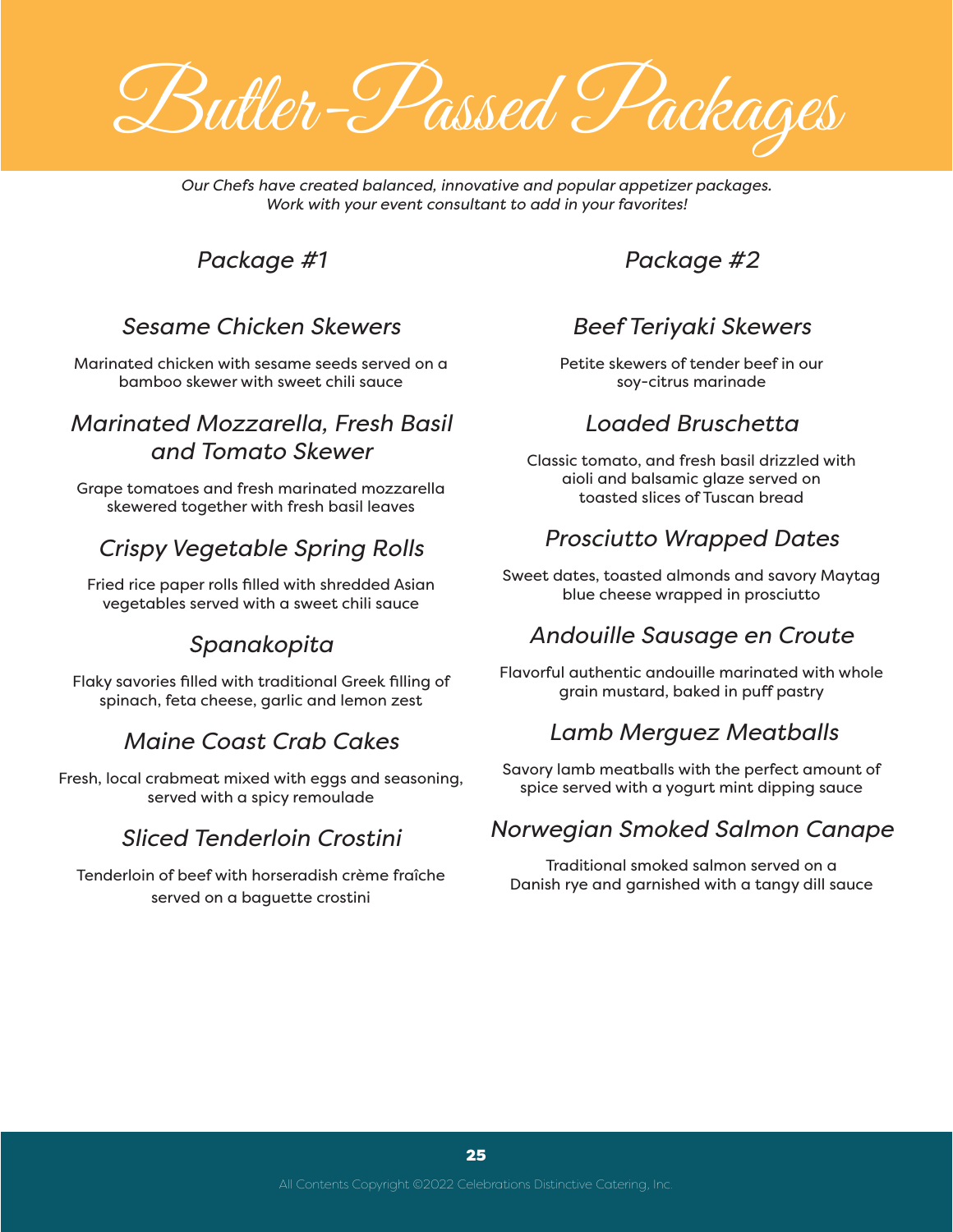# Butler-Passed Packages

*Our Chefs have created balanced, innovative and popular appetizer packages. Work with your event consultant to add in your favorites!*

## *Package #1*

### *Sesame Chicken Skewers*

Marinated chicken with sesame seeds served on a bamboo skewer with sweet chili sauce

### *Marinated Mozzarella, Fresh Basil and Tomato Skewer*

Grape tomatoes and fresh marinated mozzarella skewered together with fresh basil leaves

### *Crispy Vegetable Spring Rolls*

Fried rice paper rolls filled with shredded Asian vegetables served with a sweet chili sauce

### *Spanakopita*

Flaky savories filled with traditional Greek filling of spinach, feta cheese, garlic and lemon zest

### *Maine Coast Crab Cakes*

Fresh, local crabmeat mixed with eggs and seasoning, served with a spicy remoulade

### *Sliced Tenderloin Crostini*

Tenderloin of beef with horseradish crème fraîche served on a baguette crostini

## *Package #2*

### *Beef Teriyaki Skewers*

Petite skewers of tender beef in our soy-citrus marinade

### *Loaded Bruschetta*

Classic tomato, and fresh basil drizzled with aioli and balsamic glaze served on toasted slices of Tuscan bread

### *Prosciutto Wrapped Dates*

Sweet dates, toasted almonds and savory Maytag blue cheese wrapped in prosciutto

### *Andouille Sausage en Croute*

Flavorful authentic andouille marinated with whole grain mustard, baked in puff pastry

### *Lamb Merguez Meatballs*

Savory lamb meatballs with the perfect amount of spice served with a yogurt mint dipping sauce

### *Norwegian Smoked Salmon Canape*

Traditional smoked salmon served on a Danish rye and garnished with a tangy dill sauce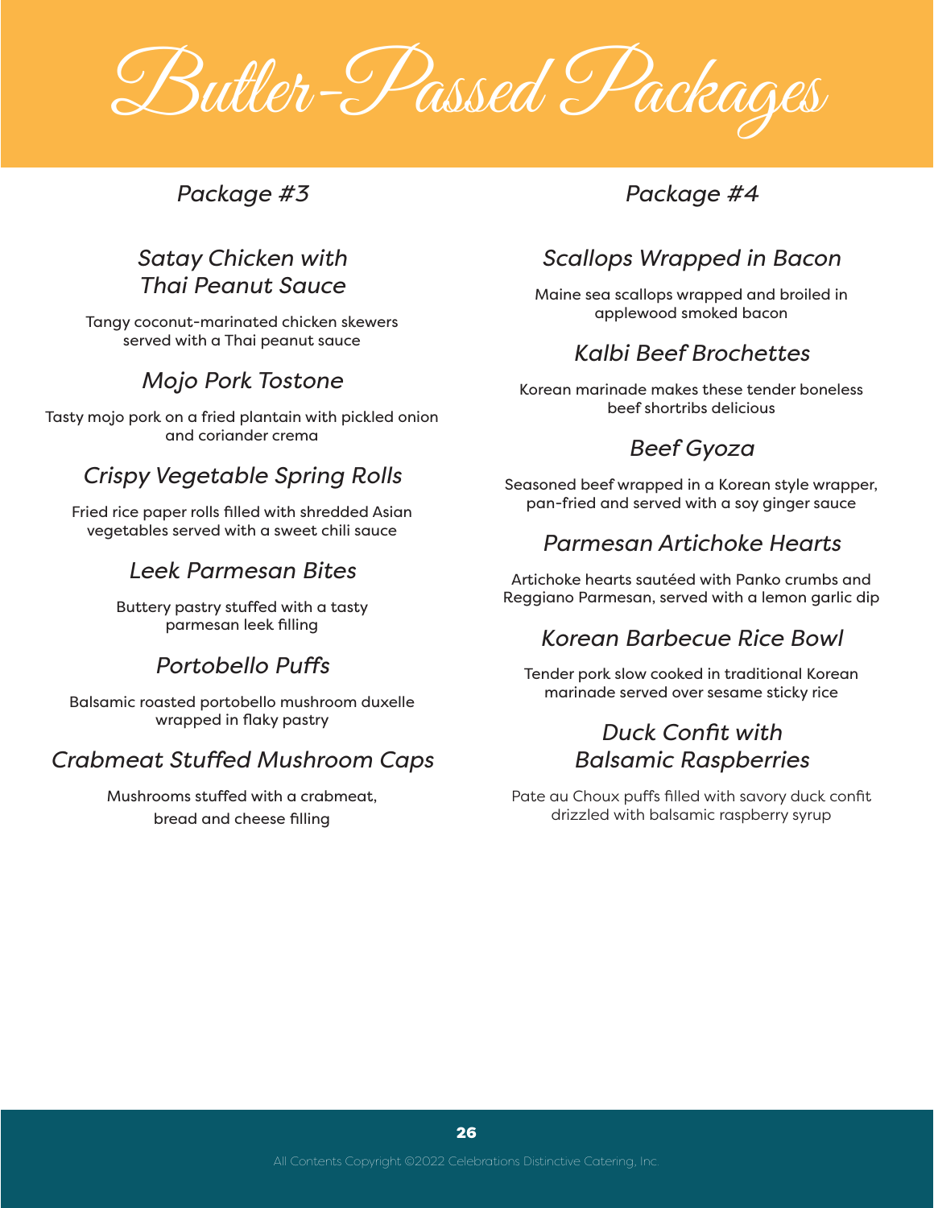# Butler-Passed Packages

## *Package #3*

### *Satay Chicken with Thai Peanut Sauce*

Tangy coconut-marinated chicken skewers served with a Thai peanut sauce

### *Mojo Pork Tostone*

Tasty mojo pork on a fried plantain with pickled onion and coriander crema

### *Crispy Vegetable Spring Rolls*

Fried rice paper rolls filled with shredded Asian vegetables served with a sweet chili sauce

### *Leek Parmesan Bites*

Buttery pastry stuffed with a tasty parmesan leek filling

### *Portobello Puffs*

Balsamic roasted portobello mushroom duxelle wrapped in flaky pastry

### *Crabmeat Stuffed Mushroom Caps*

Mushrooms stuffed with a crabmeat, bread and cheese filling

## *Package #4*

### *Scallops Wrapped in Bacon*

Maine sea scallops wrapped and broiled in applewood smoked bacon

### *Kalbi Beef Brochettes*

Korean marinade makes these tender boneless beef shortribs delicious

### *Beef Gyoza*

Seasoned beef wrapped in a Korean style wrapper, pan-fried and served with a soy ginger sauce

### *Parmesan Artichoke Hearts*

Artichoke hearts sautéed with Panko crumbs and Reggiano Parmesan, served with a lemon garlic dip

### *Korean Barbecue Rice Bowl*

Tender pork slow cooked in traditional Korean marinade served over sesame sticky rice

### *Duck Confit with Balsamic Raspberries*

Pate au Choux puffs filled with savory duck confit drizzled with balsamic raspberry syrup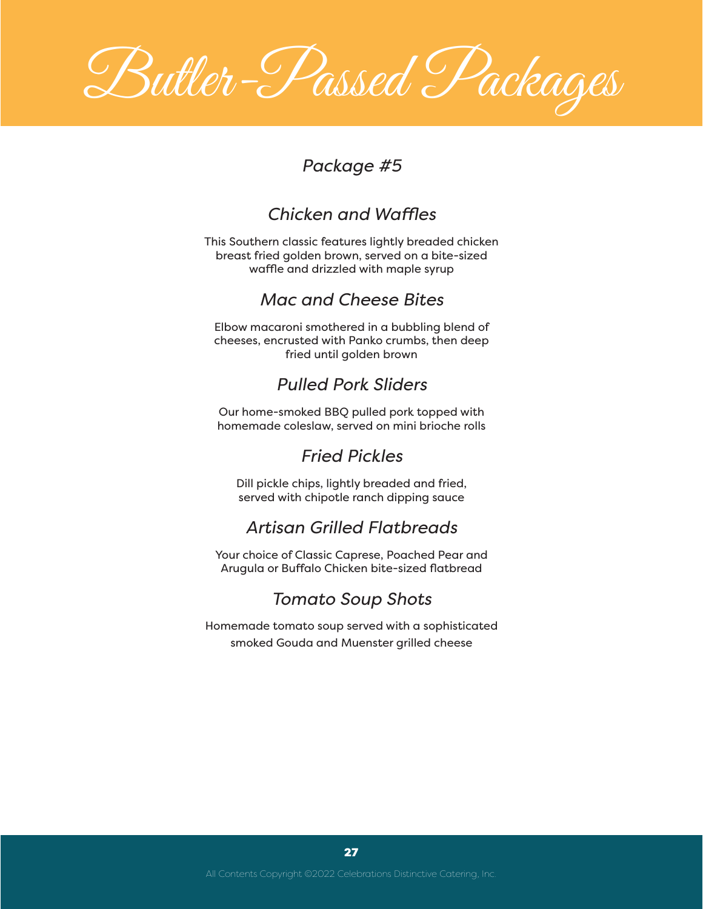# Butler-Passed Packages

## *Package #5*

### *Chicken and Waffles*

This Southern classic features lightly breaded chicken breast fried golden brown, served on a bite-sized waffle and drizzled with maple syrup

### *Mac and Cheese Bites*

Elbow macaroni smothered in a bubbling blend of cheeses, encrusted with Panko crumbs, then deep fried until golden brown

### *Pulled Pork Sliders*

Our home-smoked BBQ pulled pork topped with homemade coleslaw, served on mini brioche rolls

### *Fried Pickles*

Dill pickle chips, lightly breaded and fried, served with chipotle ranch dipping sauce

### *Artisan Grilled Flatbreads*

Your choice of Classic Caprese, Poached Pear and Arugula or Buffalo Chicken bite-sized flatbread

### *Tomato Soup Shots*

Homemade tomato soup served with a sophisticated smoked Gouda and Muenster grilled cheese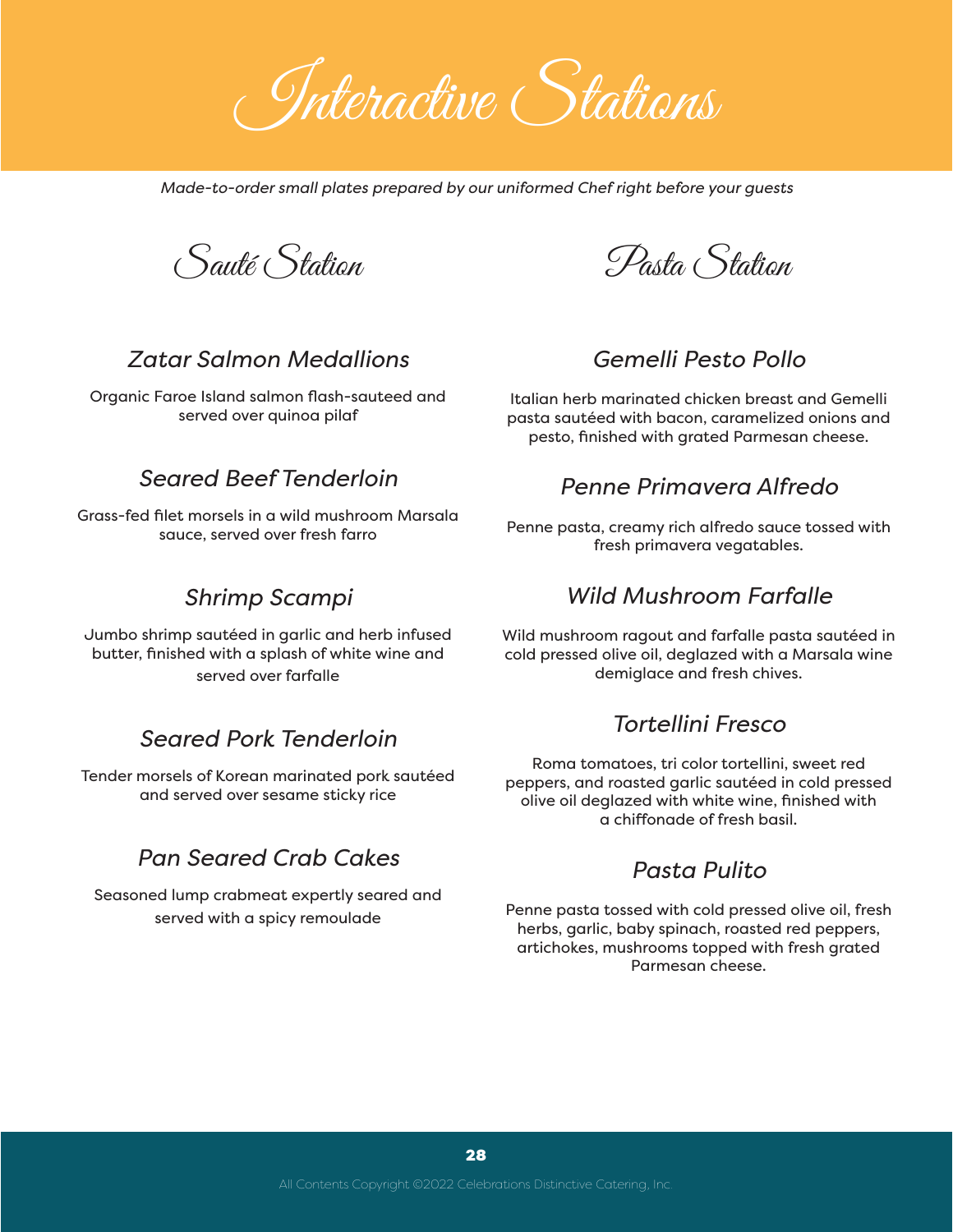# Interactive Stations

*Made-to-order small plates prepared by our uniformed Chef right before your guests*

## Sauté Station

### *Zatar Salmon Medallions*

Organic Faroe Island salmon flash-sauteed and served over quinoa pilaf

### *Seared Beef Tenderloin*

Grass-fed filet morsels in a wild mushroom Marsala sauce, served over fresh farro

### *Shrimp Scampi*

Jumbo shrimp sautéed in garlic and herb infused butter, finished with a splash of white wine and served over farfalle

### *Seared Pork Tenderloin*

Tender morsels of Korean marinated pork sautéed and served over sesame sticky rice

### *Pan Seared Crab Cakes*

Seasoned lump crabmeat expertly seared and served with a spicy remoulade

## Pasta Station

### *Gemelli Pesto Pollo*

Italian herb marinated chicken breast and Gemelli pasta sautéed with bacon, caramelized onions and pesto, finished with grated Parmesan cheese.

### *Penne Primavera Alfredo*

Penne pasta, creamy rich alfredo sauce tossed with fresh primavera vegatables.

### *Wild Mushroom Farfalle*

Wild mushroom ragout and farfalle pasta sautéed in cold pressed olive oil, deglazed with a Marsala wine demiglace and fresh chives.

### *Tortellini Fresco*

Roma tomatoes, tri color tortellini, sweet red peppers, and roasted garlic sautéed in cold pressed olive oil deglazed with white wine, finished with a chiffonade of fresh basil.

### *Pasta Pulito*

Penne pasta tossed with cold pressed olive oil, fresh herbs, garlic, baby spinach, roasted red peppers, artichokes, mushrooms topped with fresh grated Parmesan cheese.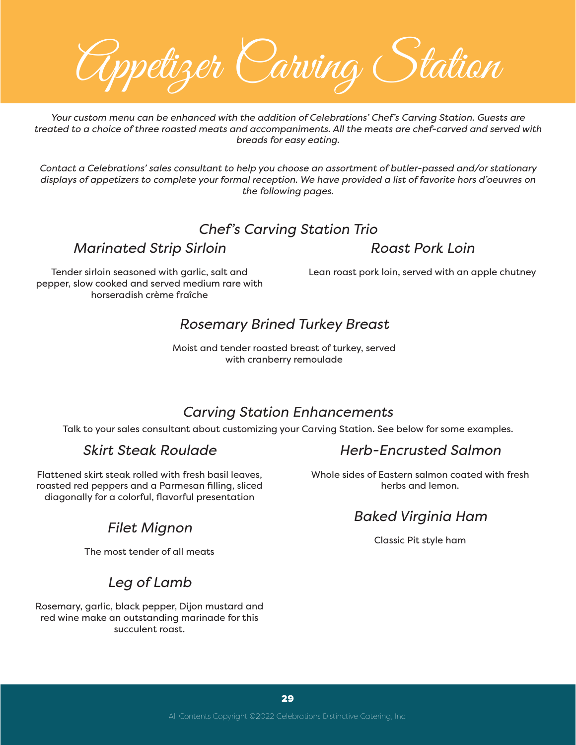# Appetizer Carving Station

*Your custom menu can be enhanced with the addition of Celebrations' Chef's Carving Station. Guests are treated to a choice of three roasted meats and accompaniments. All the meats are chef-carved and served with breads for easy eating.*

*Contact a Celebrations' sales consultant to help you choose an assortment of butler-passed and/or stationary displays of appetizers to complete your formal reception. We have provided a list of favorite hors d'oeuvres on the following pages.*

## Chef's Carving Station Trio

### Marinated Strip Sirloin

Tender sirloin seasoned with garlic, salt and pepper, slow cooked and served medium rare with horseradish crème fraîche

### Roast Pork Loin

Lean roast pork loin, served with an apple chutney

### Rosemary Brined Turkey Breast

Moist and tender roasted breast of turkey, served with cranberry remoulade

## Carving Station Enhancements

Talk to your sales consultant about customizing your Carving Station. See below for some examples.

### Skirt Steak Roulade

Flattened skirt steak rolled with fresh basil leaves, roasted red peppers and a Parmesan filling, sliced diagonally for a colorful, flavorful presentation

### Filet Mignon

The most tender of all meats

### Leg of Lamb

Rosemary, garlic, black pepper, Dijon mustard and red wine make an outstanding marinade for this succulent roast.

### Herb-Encrusted Salmon

Whole sides of Eastern salmon coated with fresh herbs and lemon.

### Baked Virginia Ham

Classic Pit style ham

All Contents Copyright ©2022 Celebrations Distinctive Catering, Inc.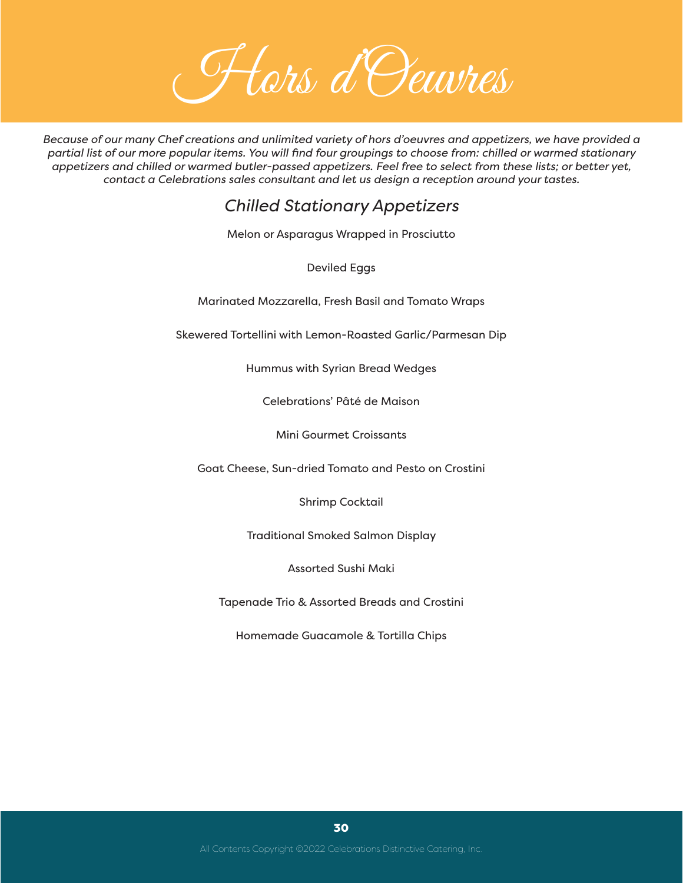# Hors d'Oeuvres

*Because of our many Chef creations and unlimited variety of hors d'oeuvres and appetizers, we have provided a partial list of our more popular items. You will find four groupings to choose from: chilled or warmed stationary appetizers and chilled or warmed butler-passed appetizers. Feel free to select from these lists; or better yet, contact a Celebrations sales consultant and let us design a reception around your tastes.*

## *Chilled Stationary Appetizers*

Melon or Asparagus Wrapped in Prosciutto

Deviled Eggs

Marinated Mozzarella, Fresh Basil and Tomato Wraps

Skewered Tortellini with Lemon-Roasted Garlic/Parmesan Dip

Hummus with Syrian Bread Wedges

Celebrations' Pâté de Maison

Mini Gourmet Croissants

Goat Cheese, Sun-dried Tomato and Pesto on Crostini

Shrimp Cocktail

Traditional Smoked Salmon Display

Assorted Sushi Maki

Tapenade Trio & Assorted Breads and Crostini

Homemade Guacamole & Tortilla Chips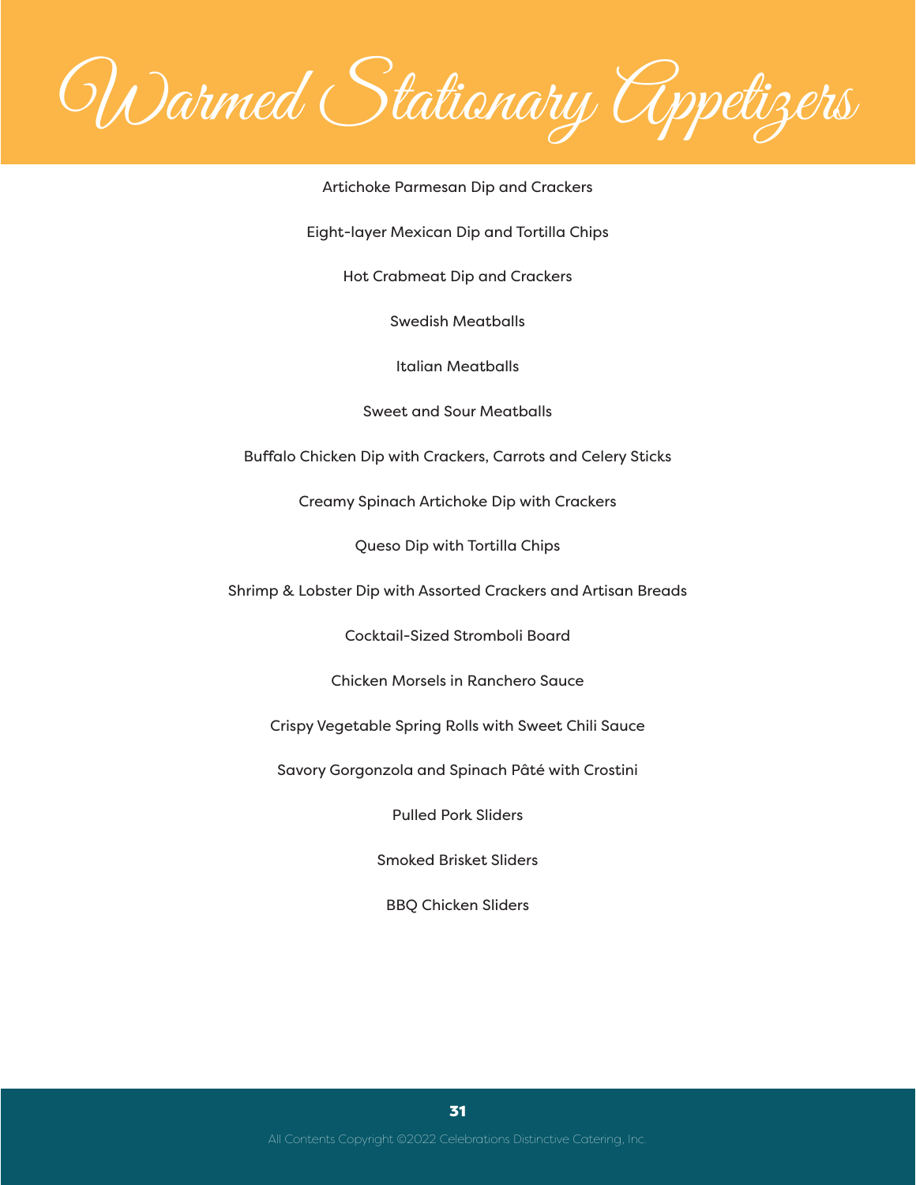# Warmed Stationary Appetizers

Artichoke Parmesan Dip and Crackers

Eight-layer Mexican Dip and Tortilla Chips

Hot Crabmeat Dip and Crackers

Swedish Meatballs

Italian Meatballs

Sweet and Sour Meatballs

Buffalo Chicken Dip with Crackers, Carrots and Celery Sticks

Creamy Spinach Artichoke Dip with Crackers

Queso Dip with Tortilla Chips

Shrimp & Lobster Dip with Assorted Crackers and Artisan Breads

Cocktail-Sized Stromboli Board

Chicken Morsels in Ranchero Sauce

Crispy Vegetable Spring Rolls with Sweet Chili Sauce

Savory Gorgonzola and Spinach Pâté with Crostini

Pulled Pork Sliders

Smoked Brisket Sliders

BBQ Chicken Sliders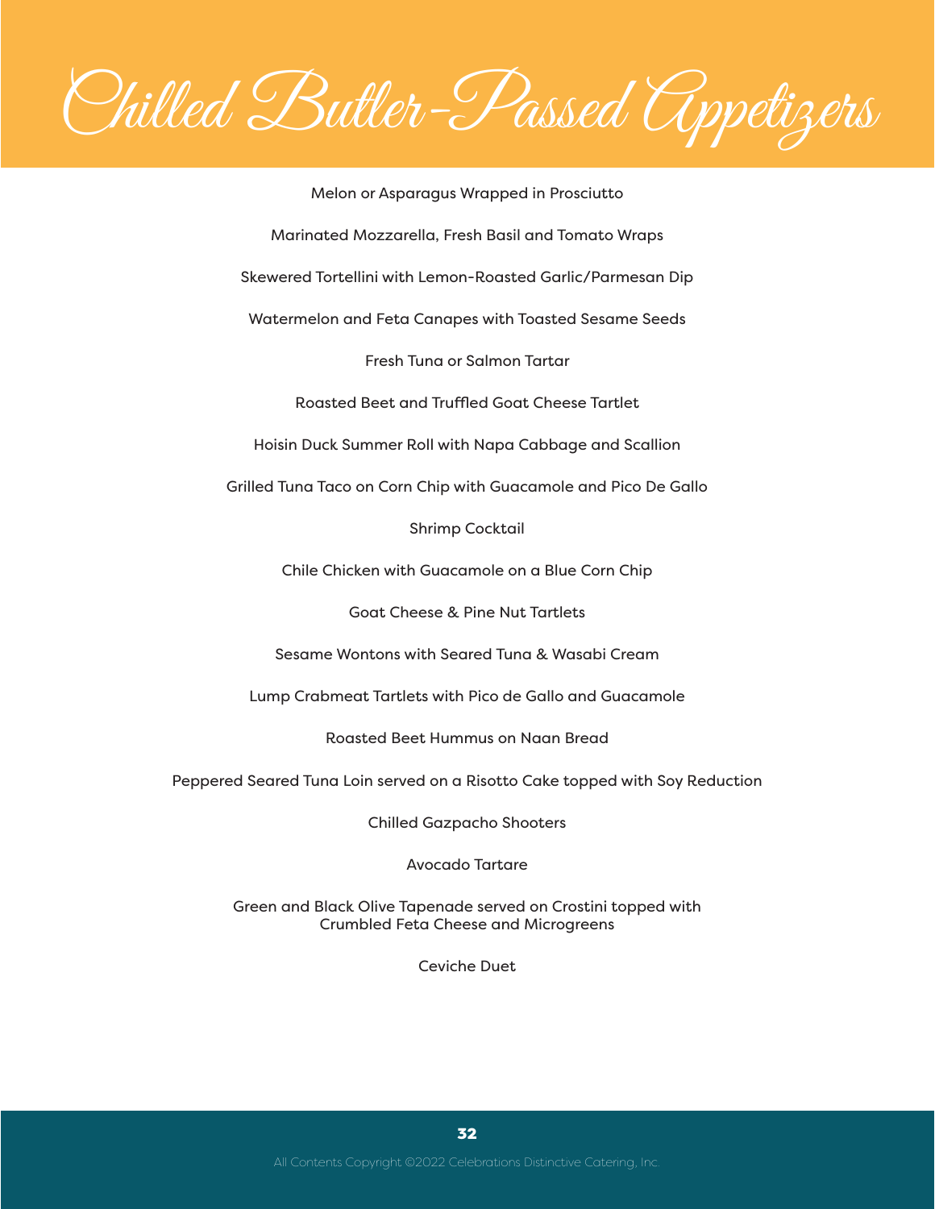# Chilled Butler-Passed Appetizers

Melon or Asparagus Wrapped in Prosciutto

Marinated Mozzarella, Fresh Basil and Tomato Wraps

Skewered Tortellini with Lemon-Roasted Garlic/Parmesan Dip

Watermelon and Feta Canapes with Toasted Sesame Seeds

Fresh Tuna or Salmon Tartar

Roasted Beet and Truffled Goat Cheese Tartlet

Hoisin Duck Summer Roll with Napa Cabbage and Scallion

Grilled Tuna Taco on Corn Chip with Guacamole and Pico De Gallo

Shrimp Cocktail

Chile Chicken with Guacamole on a Blue Corn Chip

Goat Cheese & Pine Nut Tartlets

Sesame Wontons with Seared Tuna & Wasabi Cream

Lump Crabmeat Tartlets with Pico de Gallo and Guacamole

Roasted Beet Hummus on Naan Bread

Peppered Seared Tuna Loin served on a Risotto Cake topped with Soy Reduction

Chilled Gazpacho Shooters

Avocado Tartare

Green and Black Olive Tapenade served on Crostini topped with Crumbled Feta Cheese and Microgreens

Ceviche Duet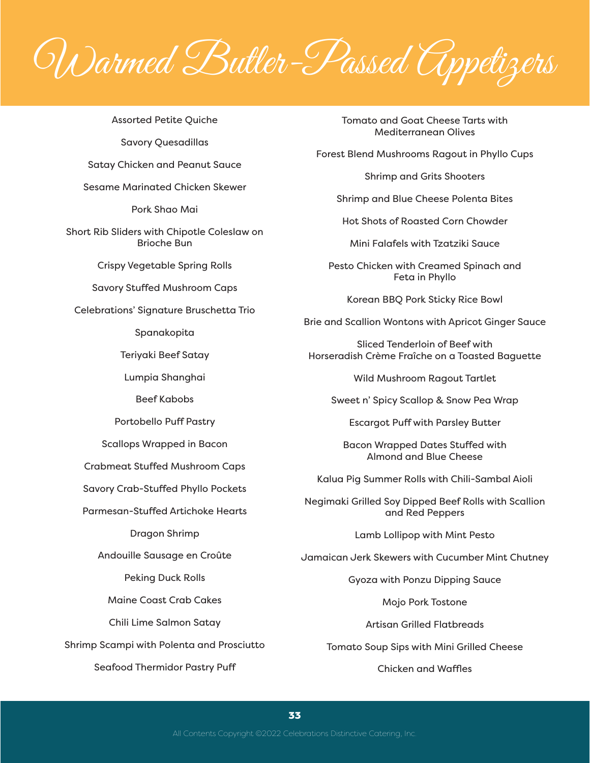# Warmed Butler-Passed Appetizers

Assorted Petite Quiche

Savory Quesadillas

Satay Chicken and Peanut Sauce

Sesame Marinated Chicken Skewer

Pork Shao Mai

Short Rib Sliders with Chipotle Coleslaw on Brioche Bun

Crispy Vegetable Spring Rolls

Savory Stuffed Mushroom Caps

Celebrations' Signature Bruschetta Trio

Spanakopita

Teriyaki Beef Satay

Lumpia Shanghai

Beef Kabobs

Portobello Puff Pastry

Scallops Wrapped in Bacon

Crabmeat Stuffed Mushroom Caps

Savory Crab-Stuffed Phyllo Pockets

Parmesan-Stuffed Artichoke Hearts

Dragon Shrimp

Andouille Sausage en Croûte

Peking Duck Rolls

Maine Coast Crab Cakes

Chili Lime Salmon Satay

Shrimp Scampi with Polenta and Prosciutto

Seafood Thermidor Pastry Puff

Tomato and Goat Cheese Tarts with Mediterranean Olives

Forest Blend Mushrooms Ragout in Phyllo Cups

Shrimp and Grits Shooters

Shrimp and Blue Cheese Polenta Bites

Hot Shots of Roasted Corn Chowder

Mini Falafels with Tzatziki Sauce

Pesto Chicken with Creamed Spinach and Feta in Phyllo

Korean BBQ Pork Sticky Rice Bowl

Brie and Scallion Wontons with Apricot Ginger Sauce

Sliced Tenderloin of Beef with Horseradish Crème Fraîche on a Toasted Baguette

Wild Mushroom Ragout Tartlet

Sweet n' Spicy Scallop & Snow Pea Wrap

Escargot Puff with Parsley Butter

Bacon Wrapped Dates Stuffed with Almond and Blue Cheese

Kalua Pig Summer Rolls with Chili-Sambal Aioli

Negimaki Grilled Soy Dipped Beef Rolls with Scallion and Red Peppers

Lamb Lollipop with Mint Pesto

Jamaican Jerk Skewers with Cucumber Mint Chutney

Gyoza with Ponzu Dipping Sauce

Mojo Pork Tostone

Artisan Grilled Flatbreads

Tomato Soup Sips with Mini Grilled Cheese

Chicken and Waffles

All Contents Copyright ©2022 Celebrations Distinctive Catering, Inc.